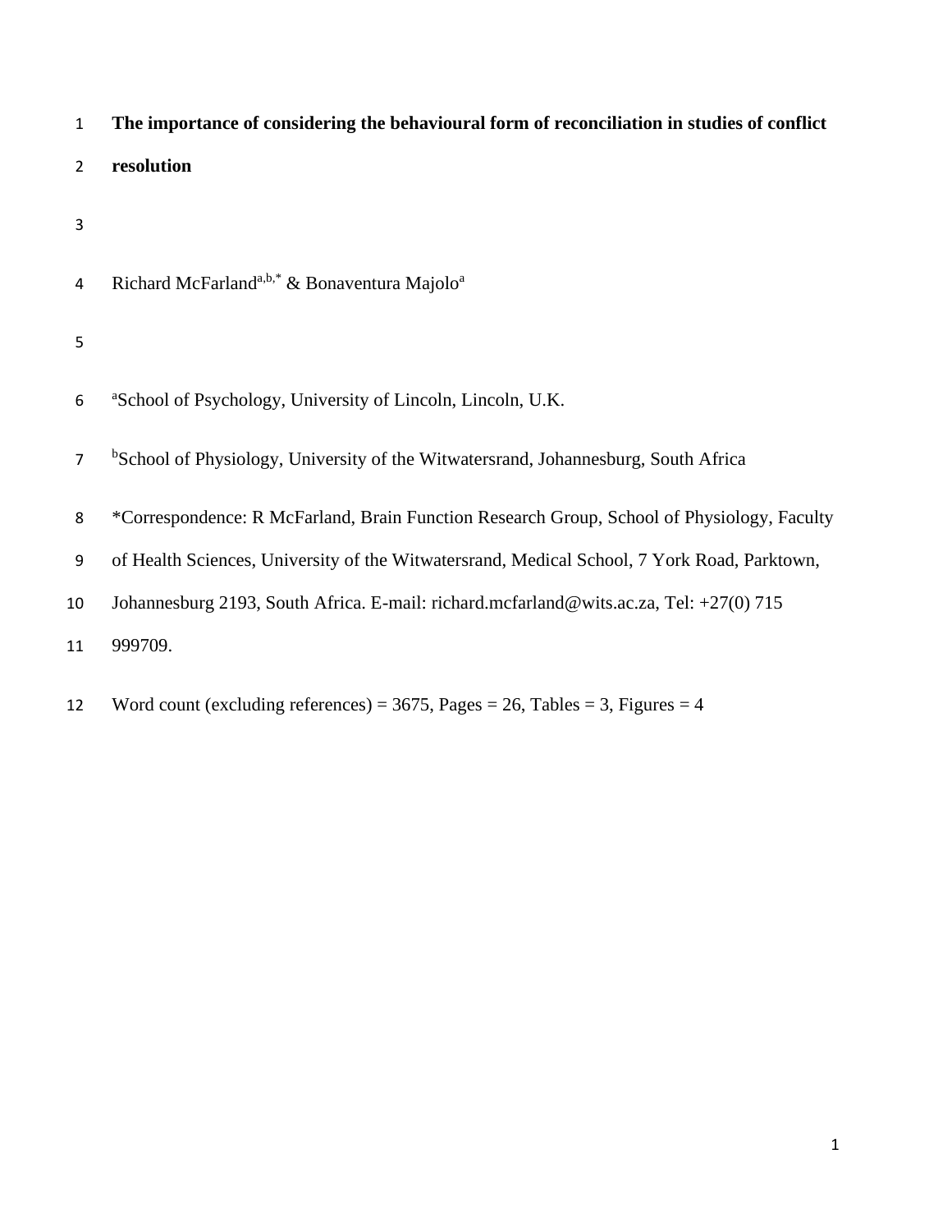# The importance of considering the behavioural form of reconciliation in studies of conflict resolution

Richard McFarland[a,b,*] & Bonaventura Majolo[a]

[a]School of Psychology, University of Lincoln, Lincoln, U.K.

[b]School of Physiology, University of the Witwatersrand, Johannesburg, South Africa

*Correspondence: R McFarland, Brain Function Research Group, School of Physiology, Faculty of Health Sciences, University of the Witwatersrand, Medical School, 7 York Road, Parktown, Johannesburg 2193, South Africa. E-mail: richard.mcfarland@wits.ac.za, Tel: +27(0) 715 999709.

Word count (excluding references) = 3675, Pages = 26, Tables = 3, Figures = 4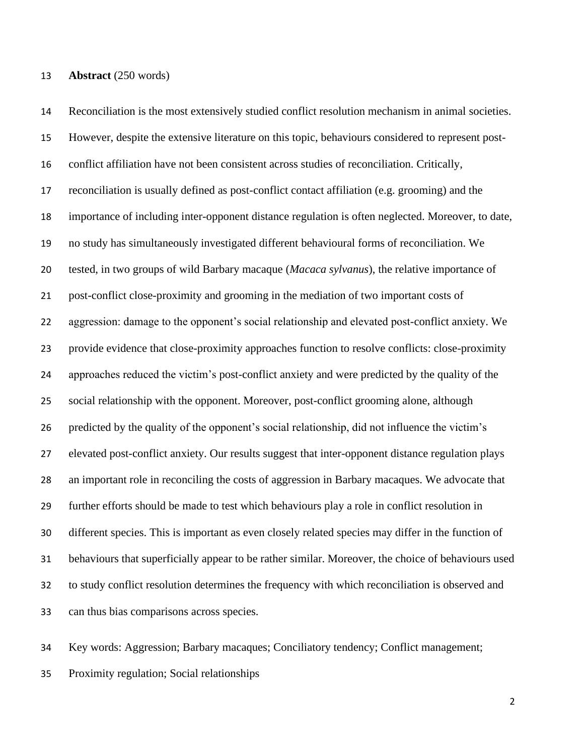**Abstract** (250 words)

Reconciliation is the most extensively studied conflict resolution mechanism in animal societies. However, despite the extensive literature on this topic, behaviours considered to represent post-conflict affiliation have not been consistent across studies of reconciliation. Critically, reconciliation is usually defined as post-conflict contact affiliation (e.g. grooming) and the importance of including inter-opponent distance regulation is often neglected. Moreover, to date, no study has simultaneously investigated different behavioural forms of reconciliation. We tested, in two groups of wild Barbary macaque (*Macaca sylvanus*), the relative importance of post-conflict close-proximity and grooming in the mediation of two important costs of aggression: damage to the opponent's social relationship and elevated post-conflict anxiety. We provide evidence that close-proximity approaches function to resolve conflicts: close-proximity approaches reduced the victim's post-conflict anxiety and were predicted by the quality of the social relationship with the opponent. Moreover, post-conflict grooming alone, although predicted by the quality of the opponent's social relationship, did not influence the victim's elevated post-conflict anxiety. Our results suggest that inter-opponent distance regulation plays an important role in reconciling the costs of aggression in Barbary macaques. We advocate that further efforts should be made to test which behaviours play a role in conflict resolution in different species. This is important as even closely related species may differ in the function of behaviours that superficially appear to be rather similar. Moreover, the choice of behaviours used to study conflict resolution determines the frequency with which reconciliation is observed and can thus bias comparisons across species.

Key words: Aggression; Barbary macaques; Conciliatory tendency; Conflict management; Proximity regulation; Social relationships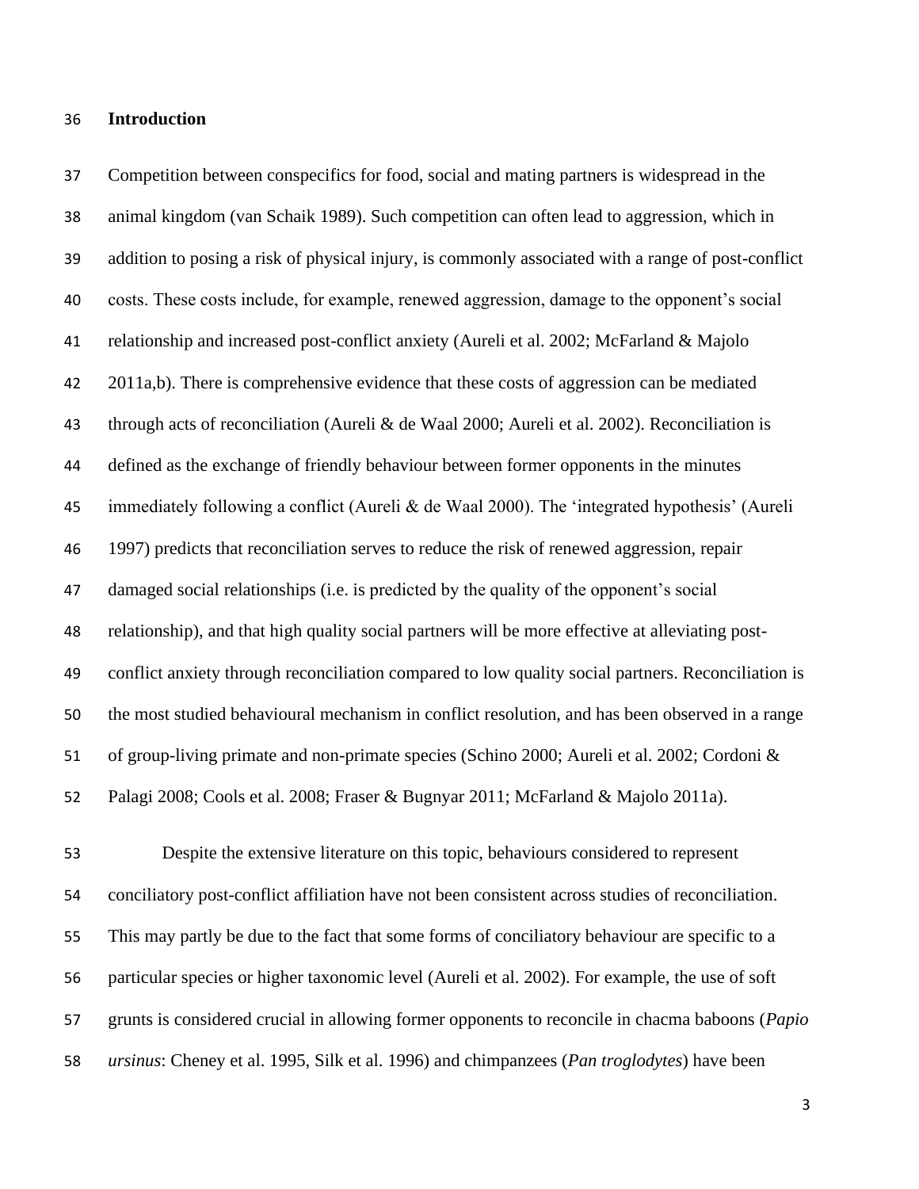## Introduction

Competition between conspecifics for food, social and mating partners is widespread in the animal kingdom (van Schaik 1989). Such competition can often lead to aggression, which in addition to posing a risk of physical injury, is commonly associated with a range of post-conflict costs. These costs include, for example, renewed aggression, damage to the opponent's social relationship and increased post-conflict anxiety (Aureli et al. 2002; McFarland & Majolo 2011a,b). There is comprehensive evidence that these costs of aggression can be mediated through acts of reconciliation (Aureli & de Waal 2000; Aureli et al. 2002). Reconciliation is defined as the exchange of friendly behaviour between former opponents in the minutes immediately following a conflict (Aureli & de Waal 2000). The 'integrated hypothesis' (Aureli 1997) predicts that reconciliation serves to reduce the risk of renewed aggression, repair damaged social relationships (i.e. is predicted by the quality of the opponent's social relationship), and that high quality social partners will be more effective at alleviating post-conflict anxiety through reconciliation compared to low quality social partners. Reconciliation is the most studied behavioural mechanism in conflict resolution, and has been observed in a range of group-living primate and non-primate species (Schino 2000; Aureli et al. 2002; Cordoni & Palagi 2008; Cools et al. 2008; Fraser & Bugnyar 2011; McFarland & Majolo 2011a).

Despite the extensive literature on this topic, behaviours considered to represent conciliatory post-conflict affiliation have not been consistent across studies of reconciliation. This may partly be due to the fact that some forms of conciliatory behaviour are specific to a particular species or higher taxonomic level (Aureli et al. 2002). For example, the use of soft grunts is considered crucial in allowing former opponents to reconcile in chacma baboons (*Papio ursinus*: Cheney et al. 1995, Silk et al. 1996) and chimpanzees (*Pan troglodytes*) have been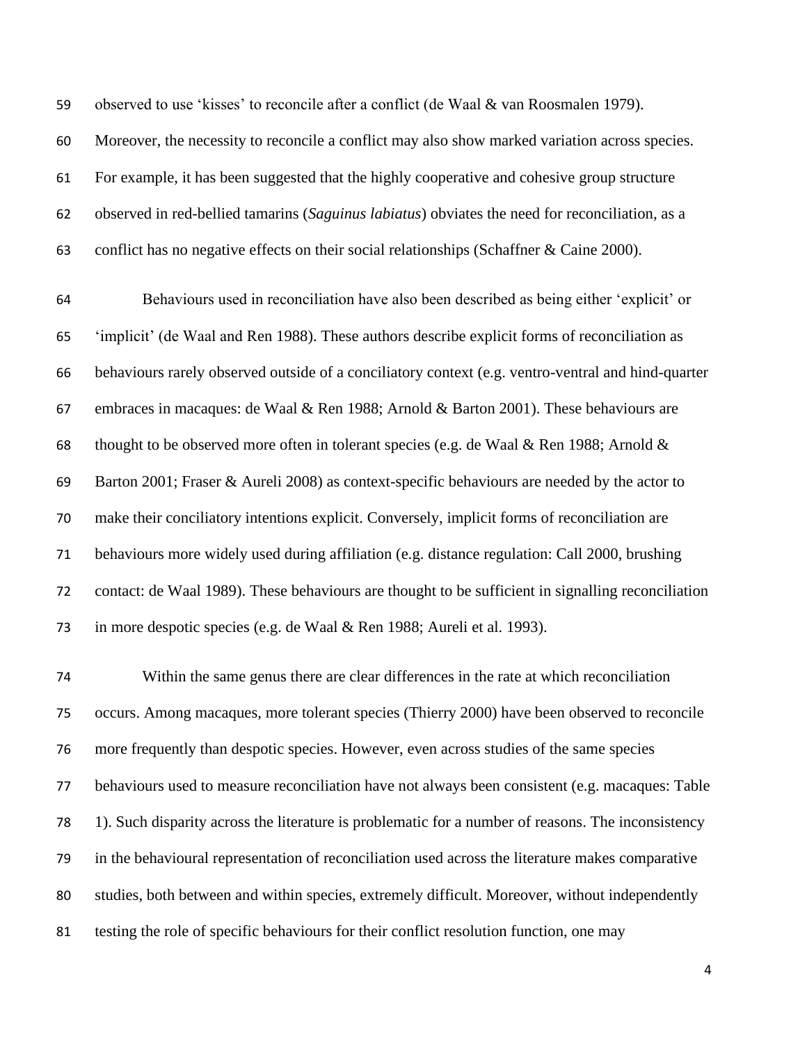observed to use ‘kisses’ to reconcile after a conflict (de Waal & van Roosmalen 1979). Moreover, the necessity to reconcile a conflict may also show marked variation across species. For example, it has been suggested that the highly cooperative and cohesive group structure observed in red-bellied tamarins (*Saguinus labiatus*) obviates the need for reconciliation, as a conflict has no negative effects on their social relationships (Schaffner & Caine 2000).

Behaviours used in reconciliation have also been described as being either ‘explicit’ or ‘implicit’ (de Waal and Ren 1988). These authors describe explicit forms of reconciliation as behaviours rarely observed outside of a conciliatory context (e.g. ventro-ventral and hind-quarter embraces in macaques: de Waal & Ren 1988; Arnold & Barton 2001). These behaviours are thought to be observed more often in tolerant species (e.g. de Waal & Ren 1988; Arnold & Barton 2001; Fraser & Aureli 2008) as context-specific behaviours are needed by the actor to make their conciliatory intentions explicit. Conversely, implicit forms of reconciliation are behaviours more widely used during affiliation (e.g. distance regulation: Call 2000, brushing contact: de Waal 1989). These behaviours are thought to be sufficient in signalling reconciliation in more despotic species (e.g. de Waal & Ren 1988; Aureli et al. 1993).

Within the same genus there are clear differences in the rate at which reconciliation occurs. Among macaques, more tolerant species (Thierry 2000) have been observed to reconcile more frequently than despotic species. However, even across studies of the same species behaviours used to measure reconciliation have not always been consistent (e.g. macaques: Table 1). Such disparity across the literature is problematic for a number of reasons. The inconsistency in the behavioural representation of reconciliation used across the literature makes comparative studies, both between and within species, extremely difficult. Moreover, without independently testing the role of specific behaviours for their conflict resolution function, one may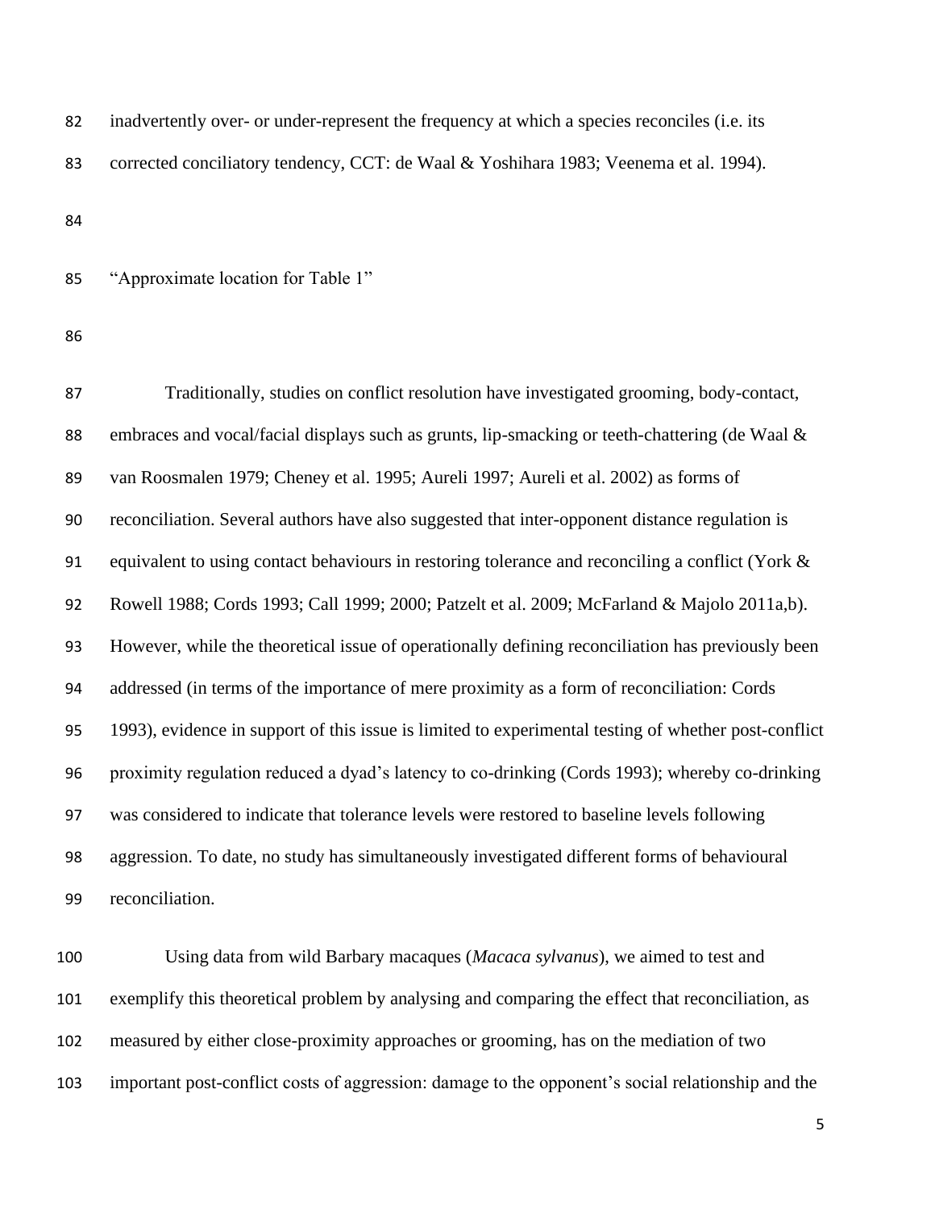inadvertently over- or under-represent the frequency at which a species reconciles (i.e. its corrected conciliatory tendency, CCT: de Waal & Yoshihara 1983; Veenema et al. 1994).

"Approximate location for Table 1"

Traditionally, studies on conflict resolution have investigated grooming, body-contact, embraces and vocal/facial displays such as grunts, lip-smacking or teeth-chattering (de Waal & van Roosmalen 1979; Cheney et al. 1995; Aureli 1997; Aureli et al. 2002) as forms of reconciliation. Several authors have also suggested that inter-opponent distance regulation is equivalent to using contact behaviours in restoring tolerance and reconciling a conflict (York & Rowell 1988; Cords 1993; Call 1999; 2000; Patzelt et al. 2009; McFarland & Majolo 2011a,b). However, while the theoretical issue of operationally defining reconciliation has previously been addressed (in terms of the importance of mere proximity as a form of reconciliation: Cords 1993), evidence in support of this issue is limited to experimental testing of whether post-conflict proximity regulation reduced a dyad's latency to co-drinking (Cords 1993); whereby co-drinking was considered to indicate that tolerance levels were restored to baseline levels following aggression. To date, no study has simultaneously investigated different forms of behavioural reconciliation.

Using data from wild Barbary macaques (*Macaca sylvanus*), we aimed to test and exemplify this theoretical problem by analysing and comparing the effect that reconciliation, as measured by either close-proximity approaches or grooming, has on the mediation of two important post-conflict costs of aggression: damage to the opponent's social relationship and the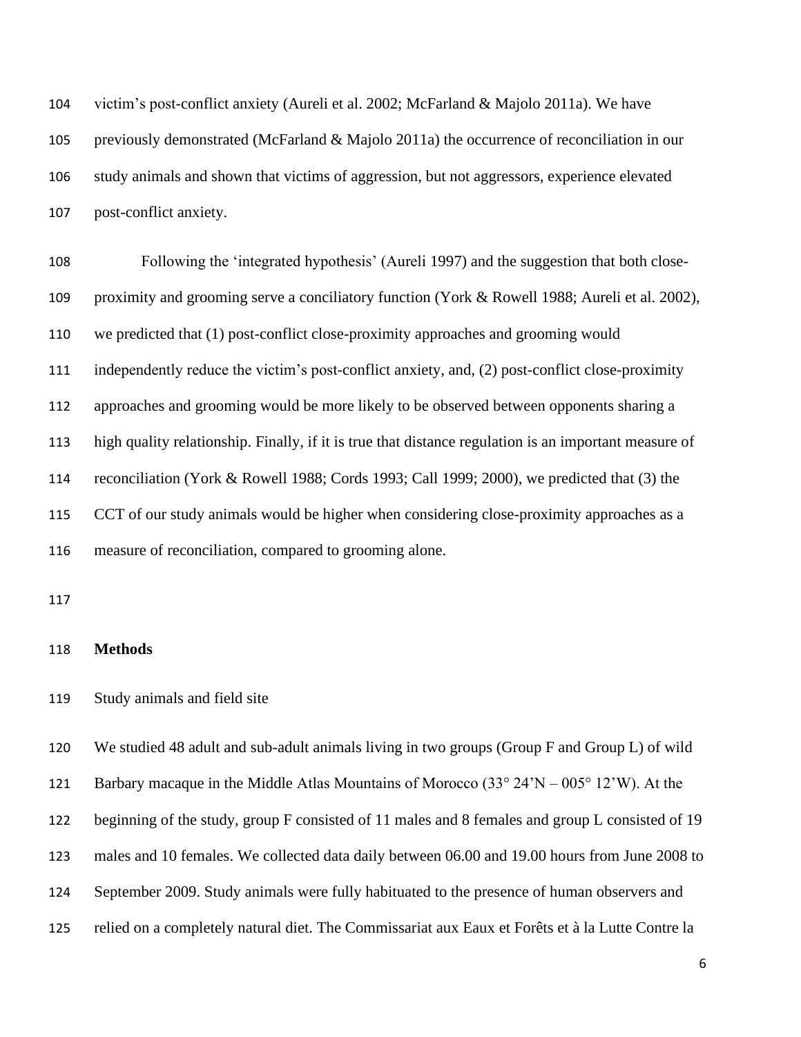victim's post-conflict anxiety (Aureli et al. 2002; McFarland & Majolo 2011a). We have previously demonstrated (McFarland & Majolo 2011a) the occurrence of reconciliation in our study animals and shown that victims of aggression, but not aggressors, experience elevated post-conflict anxiety.

Following the 'integrated hypothesis' (Aureli 1997) and the suggestion that both close-proximity and grooming serve a conciliatory function (York & Rowell 1988; Aureli et al. 2002), we predicted that (1) post-conflict close-proximity approaches and grooming would independently reduce the victim's post-conflict anxiety, and, (2) post-conflict close-proximity approaches and grooming would be more likely to be observed between opponents sharing a high quality relationship. Finally, if it is true that distance regulation is an important measure of reconciliation (York & Rowell 1988; Cords 1993; Call 1999; 2000), we predicted that (3) the CCT of our study animals would be higher when considering close-proximity approaches as a measure of reconciliation, compared to grooming alone.

## Methods

Study animals and field site

We studied 48 adult and sub-adult animals living in two groups (Group F and Group L) of wild Barbary macaque in the Middle Atlas Mountains of Morocco (33° 24'N – 005° 12'W). At the beginning of the study, group F consisted of 11 males and 8 females and group L consisted of 19 males and 10 females. We collected data daily between 06.00 and 19.00 hours from June 2008 to September 2009. Study animals were fully habituated to the presence of human observers and relied on a completely natural diet. The Commissariat aux Eaux et Forêts et à la Lutte Contre la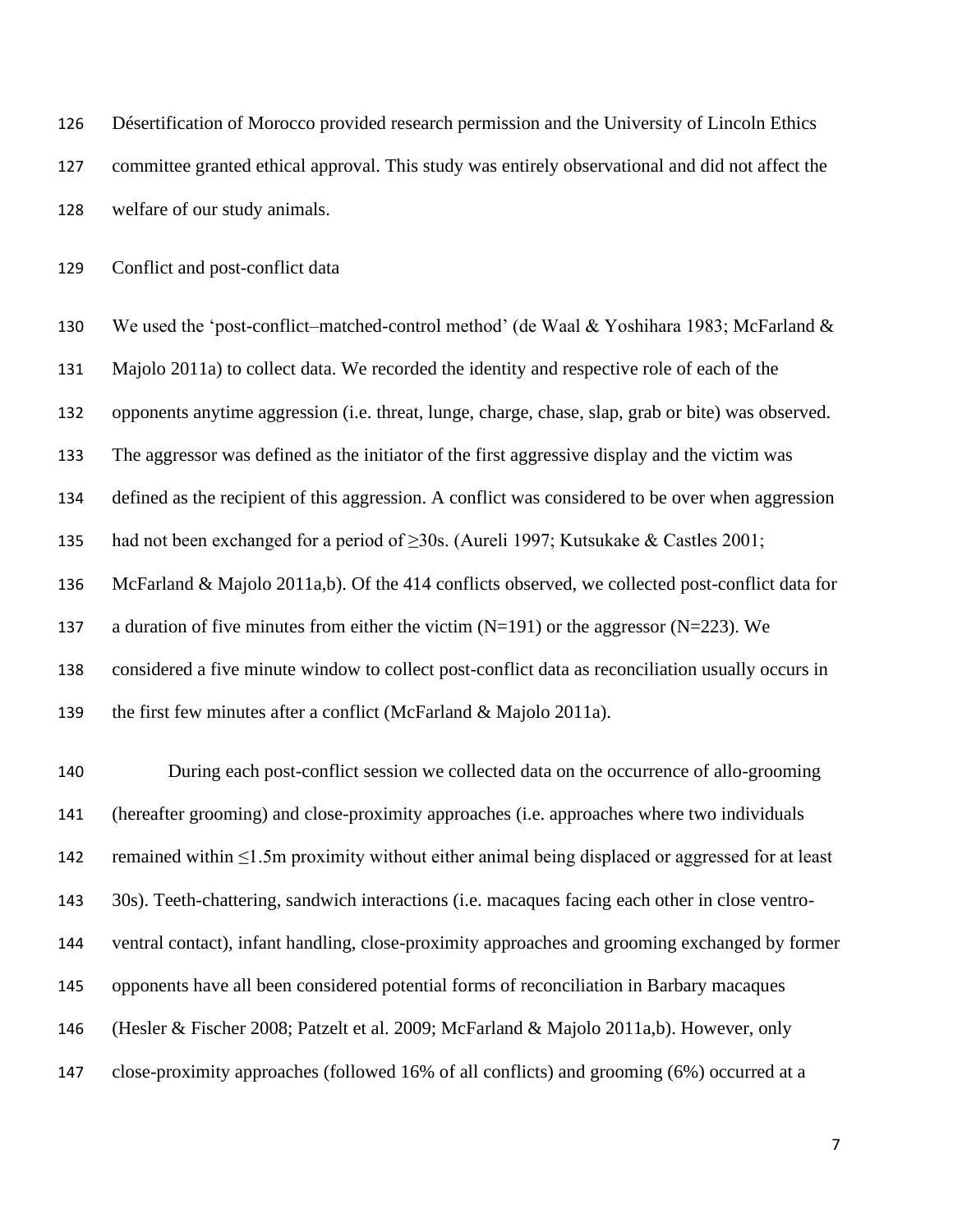Désertification of Morocco provided research permission and the University of Lincoln Ethics committee granted ethical approval. This study was entirely observational and did not affect the welfare of our study animals.

Conflict and post-conflict data

We used the 'post-conflict–matched-control method' (de Waal & Yoshihara 1983; McFarland & Majolo 2011a) to collect data. We recorded the identity and respective role of each of the opponents anytime aggression (i.e. threat, lunge, charge, chase, slap, grab or bite) was observed. The aggressor was defined as the initiator of the first aggressive display and the victim was defined as the recipient of this aggression. A conflict was considered to be over when aggression had not been exchanged for a period of ≥30s. (Aureli 1997; Kutsukake & Castles 2001; McFarland & Majolo 2011a,b). Of the 414 conflicts observed, we collected post-conflict data for a duration of five minutes from either the victim (N=191) or the aggressor (N=223). We considered a five minute window to collect post-conflict data as reconciliation usually occurs in the first few minutes after a conflict (McFarland & Majolo 2011a).

During each post-conflict session we collected data on the occurrence of allo-grooming (hereafter grooming) and close-proximity approaches (i.e. approaches where two individuals remained within ≤1.5m proximity without either animal being displaced or aggressed for at least 30s). Teeth-chattering, sandwich interactions (i.e. macaques facing each other in close ventro-ventral contact), infant handling, close-proximity approaches and grooming exchanged by former opponents have all been considered potential forms of reconciliation in Barbary macaques (Hesler & Fischer 2008; Patzelt et al. 2009; McFarland & Majolo 2011a,b). However, only close-proximity approaches (followed 16% of all conflicts) and grooming (6%) occurred at a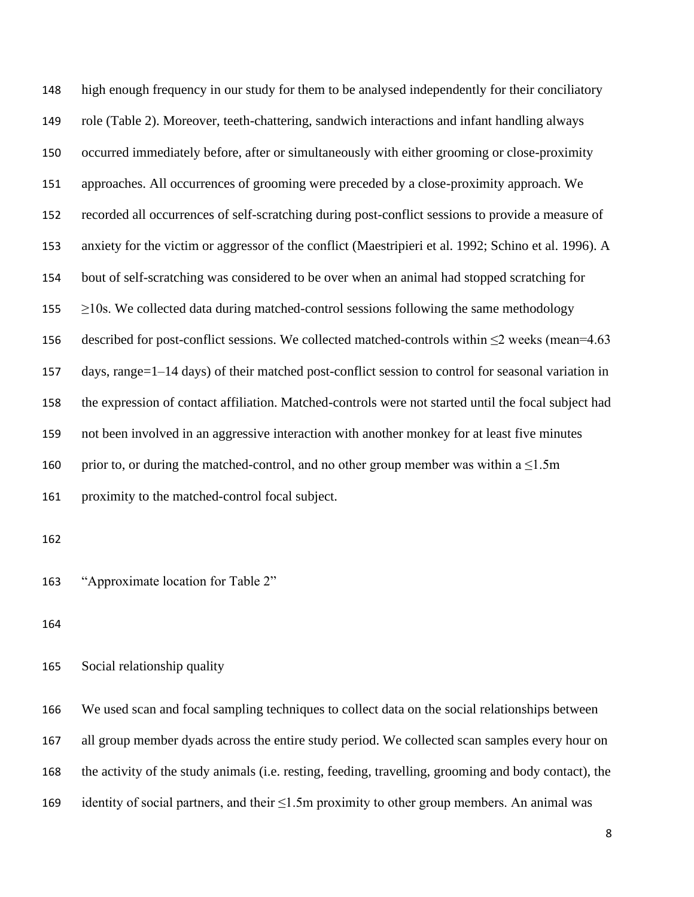high enough frequency in our study for them to be analysed independently for their conciliatory role (Table 2). Moreover, teeth-chattering, sandwich interactions and infant handling always occurred immediately before, after or simultaneously with either grooming or close-proximity approaches. All occurrences of grooming were preceded by a close-proximity approach. We recorded all occurrences of self-scratching during post-conflict sessions to provide a measure of anxiety for the victim or aggressor of the conflict (Maestripieri et al. 1992; Schino et al. 1996). A bout of self-scratching was considered to be over when an animal had stopped scratching for ≥10s. We collected data during matched-control sessions following the same methodology described for post-conflict sessions. We collected matched-controls within ≤2 weeks (mean=4.63 days, range=1–14 days) of their matched post-conflict session to control for seasonal variation in the expression of contact affiliation. Matched-controls were not started until the focal subject had not been involved in an aggressive interaction with another monkey for at least five minutes prior to, or during the matched-control, and no other group member was within a ≤1.5m proximity to the matched-control focal subject.

"Approximate location for Table 2"

Social relationship quality

We used scan and focal sampling techniques to collect data on the social relationships between all group member dyads across the entire study period. We collected scan samples every hour on the activity of the study animals (i.e. resting, feeding, travelling, grooming and body contact), the identity of social partners, and their ≤1.5m proximity to other group members. An animal was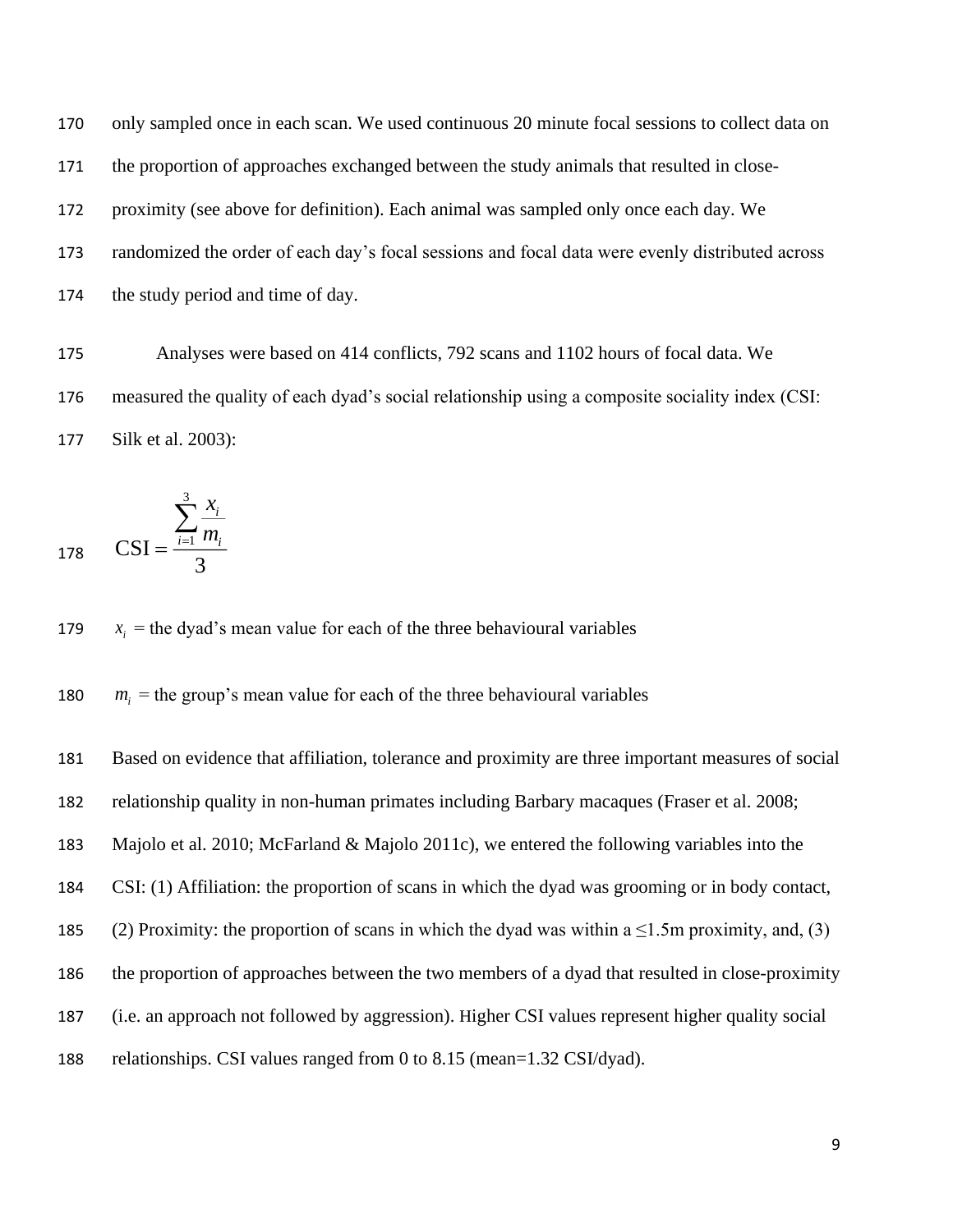only sampled once in each scan. We used continuous 20 minute focal sessions to collect data on the proportion of approaches exchanged between the study animals that resulted in close-proximity (see above for definition). Each animal was sampled only once each day. We randomized the order of each day's focal sessions and focal data were evenly distributed across the study period and time of day.

Analyses were based on 414 conflicts, 792 scans and 1102 hours of focal data. We measured the quality of each dyad's social relationship using a composite sociality index (CSI: Silk et al. 2003):

$$\text{CSI} = \frac{\sum_{i=1}^{3} \frac{x_i}{m_i}}{3}$$

$x_i$ = the dyad's mean value for each of the three behavioural variables

$m_i$ = the group's mean value for each of the three behavioural variables

Based on evidence that affiliation, tolerance and proximity are three important measures of social relationship quality in non-human primates including Barbary macaques (Fraser et al. 2008; Majolo et al. 2010; McFarland & Majolo 2011c), we entered the following variables into the CSI: (1) Affiliation: the proportion of scans in which the dyad was grooming or in body contact, (2) Proximity: the proportion of scans in which the dyad was within a ≤1.5m proximity, and, (3) the proportion of approaches between the two members of a dyad that resulted in close-proximity (i.e. an approach not followed by aggression). Higher CSI values represent higher quality social relationships. CSI values ranged from 0 to 8.15 (mean=1.32 CSI/dyad).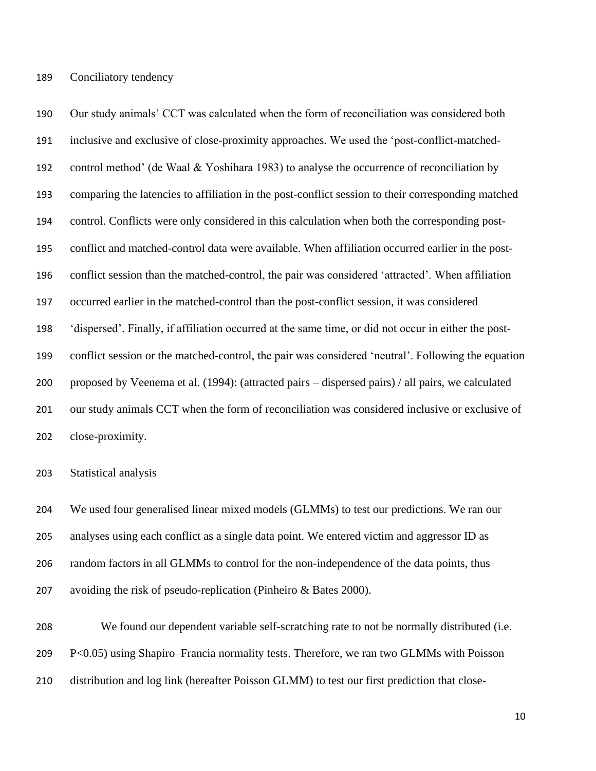### Conciliatory tendency

Our study animals' CCT was calculated when the form of reconciliation was considered both inclusive and exclusive of close-proximity approaches. We used the 'post-conflict-matched-control method' (de Waal & Yoshihara 1983) to analyse the occurrence of reconciliation by comparing the latencies to affiliation in the post-conflict session to their corresponding matched control. Conflicts were only considered in this calculation when both the corresponding post-conflict and matched-control data were available. When affiliation occurred earlier in the post-conflict session than the matched-control, the pair was considered 'attracted'. When affiliation occurred earlier in the matched-control than the post-conflict session, it was considered 'dispersed'. Finally, if affiliation occurred at the same time, or did not occur in either the post-conflict session or the matched-control, the pair was considered 'neutral'. Following the equation proposed by Veenema et al. (1994): (attracted pairs – dispersed pairs) / all pairs, we calculated our study animals CCT when the form of reconciliation was considered inclusive or exclusive of close-proximity.

### Statistical analysis

We used four generalised linear mixed models (GLMMs) to test our predictions. We ran our analyses using each conflict as a single data point. We entered victim and aggressor ID as random factors in all GLMMs to control for the non-independence of the data points, thus avoiding the risk of pseudo-replication (Pinheiro & Bates 2000).

We found our dependent variable self-scratching rate to not be normally distributed (i.e. $P<0.05$) using Shapiro–Francia normality tests. Therefore, we ran two GLMMs with Poisson distribution and log link (hereafter Poisson GLMM) to test our first prediction that close-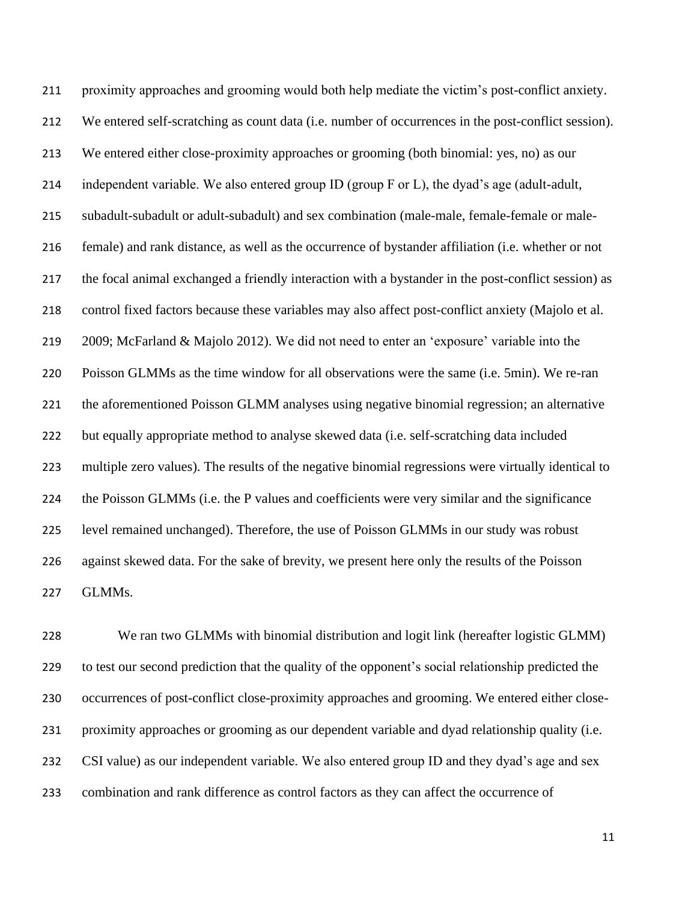proximity approaches and grooming would both help mediate the victim's post-conflict anxiety. We entered self-scratching as count data (i.e. number of occurrences in the post-conflict session). We entered either close-proximity approaches or grooming (both binomial: yes, no) as our independent variable. We also entered group ID (group F or L), the dyad's age (adult-adult, subadult-subadult or adult-subadult) and sex combination (male-male, female-female or male-female) and rank distance, as well as the occurrence of bystander affiliation (i.e. whether or not the focal animal exchanged a friendly interaction with a bystander in the post-conflict session) as control fixed factors because these variables may also affect post-conflict anxiety (Majolo et al. 2009; McFarland & Majolo 2012). We did not need to enter an 'exposure' variable into the Poisson GLMMs as the time window for all observations were the same (i.e. 5min). We re-ran the aforementioned Poisson GLMM analyses using negative binomial regression; an alternative but equally appropriate method to analyse skewed data (i.e. self-scratching data included multiple zero values). The results of the negative binomial regressions were virtually identical to the Poisson GLMMs (i.e. the P values and coefficients were very similar and the significance level remained unchanged). Therefore, the use of Poisson GLMMs in our study was robust against skewed data. For the sake of brevity, we present here only the results of the Poisson GLMMs.

We ran two GLMMs with binomial distribution and logit link (hereafter logistic GLMM) to test our second prediction that the quality of the opponent's social relationship predicted the occurrences of post-conflict close-proximity approaches and grooming. We entered either close-proximity approaches or grooming as our dependent variable and dyad relationship quality (i.e. CSI value) as our independent variable. We also entered group ID and they dyad's age and sex combination and rank difference as control factors as they can affect the occurrence of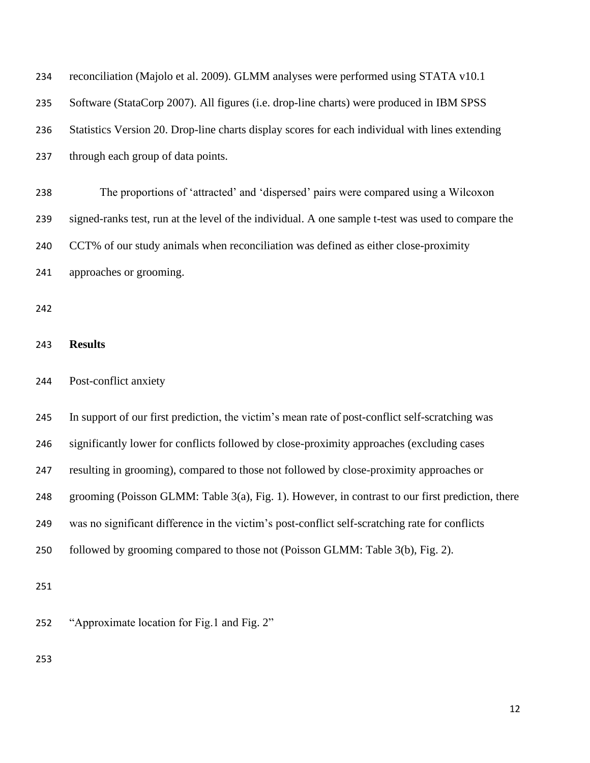reconciliation (Majolo et al. 2009). GLMM analyses were performed using STATA v10.1 Software (StataCorp 2007). All figures (i.e. drop-line charts) were produced in IBM SPSS Statistics Version 20. Drop-line charts display scores for each individual with lines extending through each group of data points.

The proportions of 'attracted' and 'dispersed' pairs were compared using a Wilcoxon signed-ranks test, run at the level of the individual. A one sample t-test was used to compare the CCT% of our study animals when reconciliation was defined as either close-proximity approaches or grooming.

## Results

Post-conflict anxiety

In support of our first prediction, the victim's mean rate of post-conflict self-scratching was significantly lower for conflicts followed by close-proximity approaches (excluding cases resulting in grooming), compared to those not followed by close-proximity approaches or grooming (Poisson GLMM: Table 3(a), Fig. 1). However, in contrast to our first prediction, there was no significant difference in the victim's post-conflict self-scratching rate for conflicts followed by grooming compared to those not (Poisson GLMM: Table 3(b), Fig. 2).

"Approximate location for Fig.1 and Fig. 2"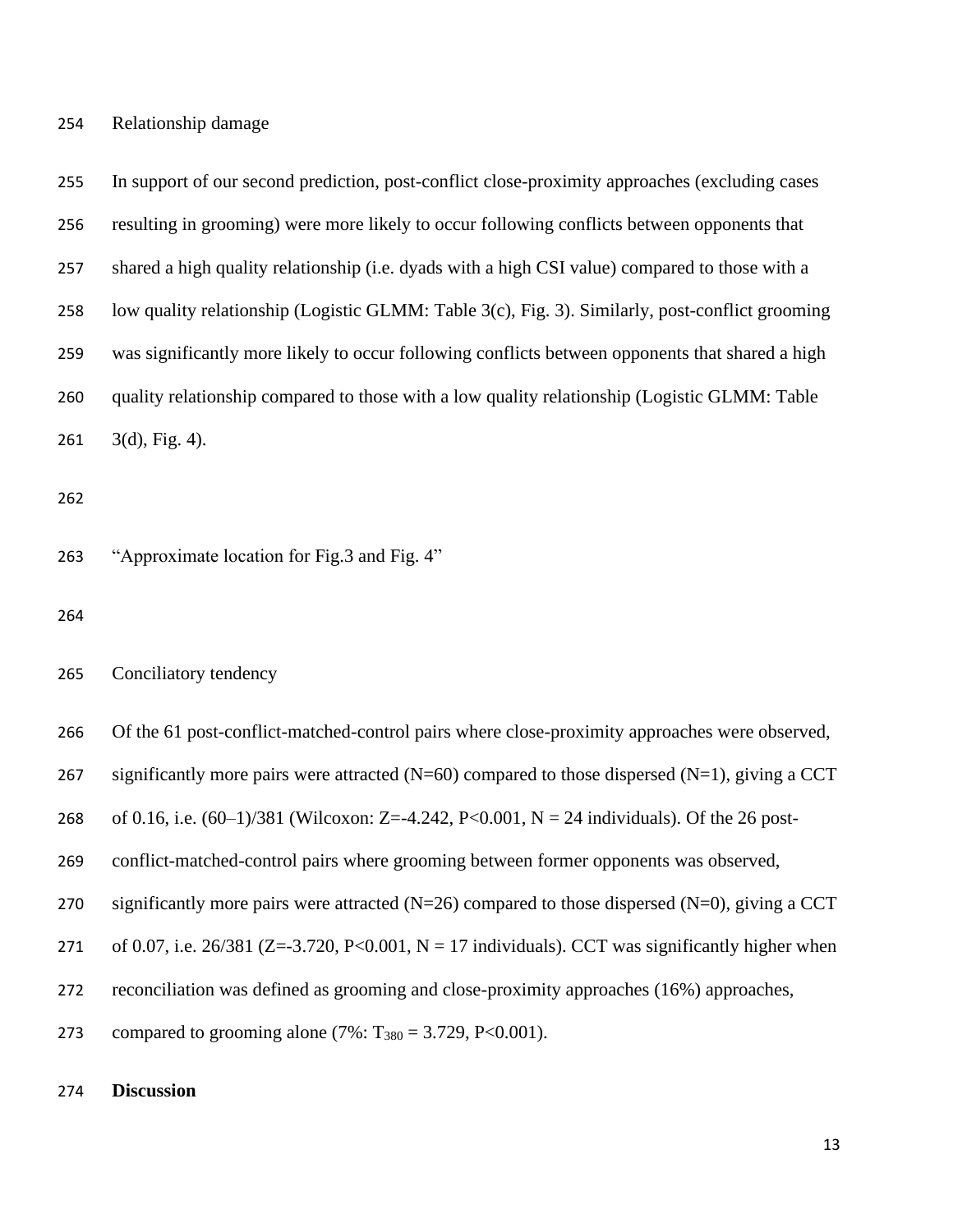### Relationship damage

In support of our second prediction, post-conflict close-proximity approaches (excluding cases resulting in grooming) were more likely to occur following conflicts between opponents that shared a high quality relationship (i.e. dyads with a high CSI value) compared to those with a low quality relationship (Logistic GLMM: Table 3(c), Fig. 3). Similarly, post-conflict grooming was significantly more likely to occur following conflicts between opponents that shared a high quality relationship compared to those with a low quality relationship (Logistic GLMM: Table 3(d), Fig. 4).

"Approximate location for Fig.3 and Fig. 4"

### Conciliatory tendency

Of the 61 post-conflict-matched-control pairs where close-proximity approaches were observed, significantly more pairs were attracted (N=60) compared to those dispersed (N=1), giving a CCT of 0.16, i.e. (60–1)/381 (Wilcoxon: Z=-4.242, P<0.001, N = 24 individuals). Of the 26 post-conflict-matched-control pairs where grooming between former opponents was observed, significantly more pairs were attracted (N=26) compared to those dispersed (N=0), giving a CCT of 0.07, i.e. 26/381 (Z=-3.720, P<0.001, N = 17 individuals). CCT was significantly higher when reconciliation was defined as grooming and close-proximity approaches (16%) approaches, compared to grooming alone (7%: $T_{380}$ = 3.729, P<0.001).

## Discussion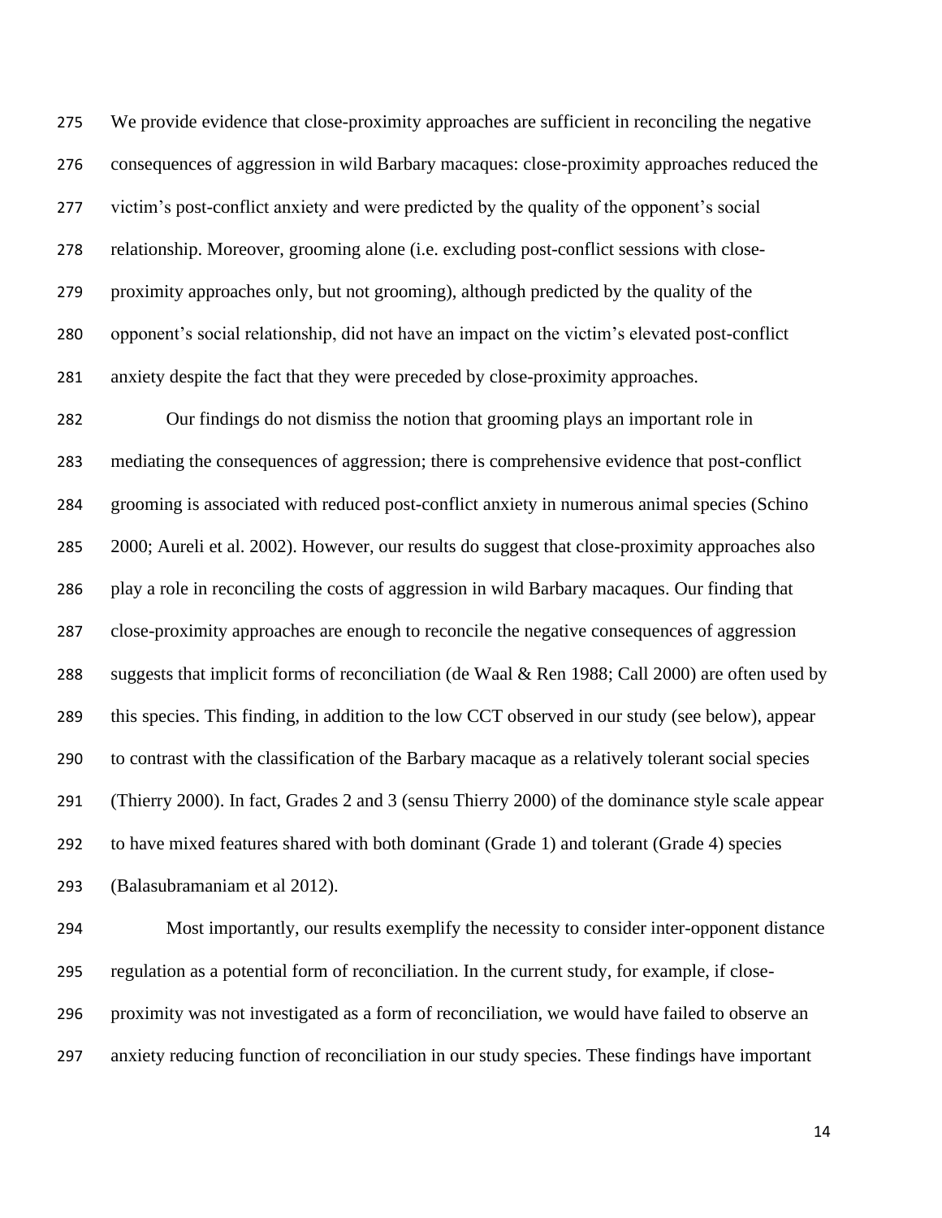We provide evidence that close-proximity approaches are sufficient in reconciling the negative consequences of aggression in wild Barbary macaques: close-proximity approaches reduced the victim's post-conflict anxiety and were predicted by the quality of the opponent's social relationship. Moreover, grooming alone (i.e. excluding post-conflict sessions with close-proximity approaches only, but not grooming), although predicted by the quality of the opponent's social relationship, did not have an impact on the victim's elevated post-conflict anxiety despite the fact that they were preceded by close-proximity approaches.

Our findings do not dismiss the notion that grooming plays an important role in mediating the consequences of aggression; there is comprehensive evidence that post-conflict grooming is associated with reduced post-conflict anxiety in numerous animal species (Schino 2000; Aureli et al. 2002). However, our results do suggest that close-proximity approaches also play a role in reconciling the costs of aggression in wild Barbary macaques. Our finding that close-proximity approaches are enough to reconcile the negative consequences of aggression suggests that implicit forms of reconciliation (de Waal & Ren 1988; Call 2000) are often used by this species. This finding, in addition to the low CCT observed in our study (see below), appear to contrast with the classification of the Barbary macaque as a relatively tolerant social species (Thierry 2000). In fact, Grades 2 and 3 (sensu Thierry 2000) of the dominance style scale appear to have mixed features shared with both dominant (Grade 1) and tolerant (Grade 4) species (Balasubramaniam et al 2012).

Most importantly, our results exemplify the necessity to consider inter-opponent distance regulation as a potential form of reconciliation. In the current study, for example, if close-proximity was not investigated as a form of reconciliation, we would have failed to observe an anxiety reducing function of reconciliation in our study species. These findings have important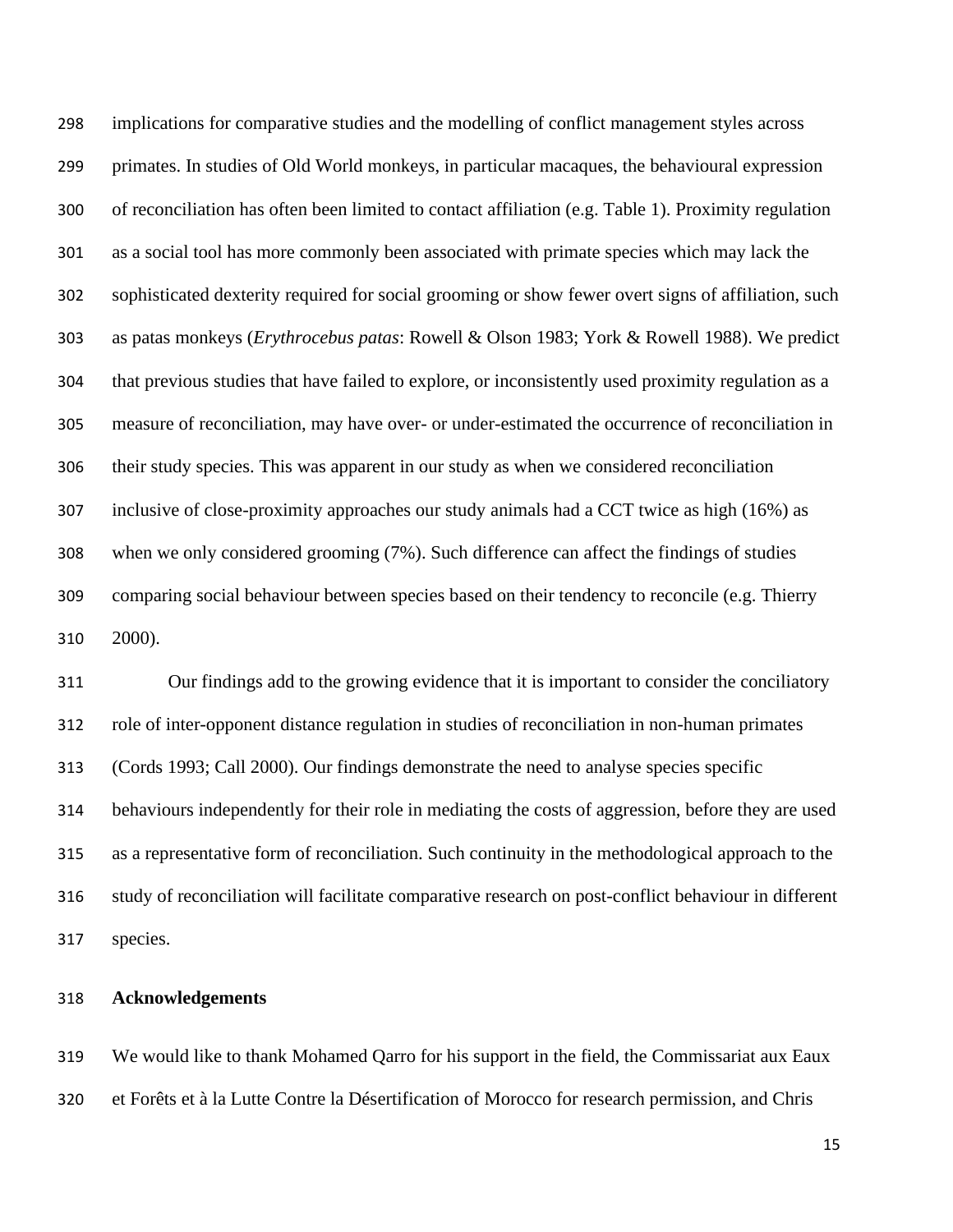implications for comparative studies and the modelling of conflict management styles across primates. In studies of Old World monkeys, in particular macaques, the behavioural expression of reconciliation has often been limited to contact affiliation (e.g. Table 1). Proximity regulation as a social tool has more commonly been associated with primate species which may lack the sophisticated dexterity required for social grooming or show fewer overt signs of affiliation, such as patas monkeys (*Erythrocebus patas*: Rowell & Olson 1983; York & Rowell 1988). We predict that previous studies that have failed to explore, or inconsistently used proximity regulation as a measure of reconciliation, may have over- or under-estimated the occurrence of reconciliation in their study species. This was apparent in our study as when we considered reconciliation inclusive of close-proximity approaches our study animals had a CCT twice as high (16%) as when we only considered grooming (7%). Such difference can affect the findings of studies comparing social behaviour between species based on their tendency to reconcile (e.g. Thierry 2000).

Our findings add to the growing evidence that it is important to consider the conciliatory role of inter-opponent distance regulation in studies of reconciliation in non-human primates (Cords 1993; Call 2000). Our findings demonstrate the need to analyse species specific behaviours independently for their role in mediating the costs of aggression, before they are used as a representative form of reconciliation. Such continuity in the methodological approach to the study of reconciliation will facilitate comparative research on post-conflict behaviour in different species.

**Acknowledgements**

We would like to thank Mohamed Qarro for his support in the field, the Commissariat aux Eaux et Forêts et à la Lutte Contre la Désertification of Morocco for research permission, and Chris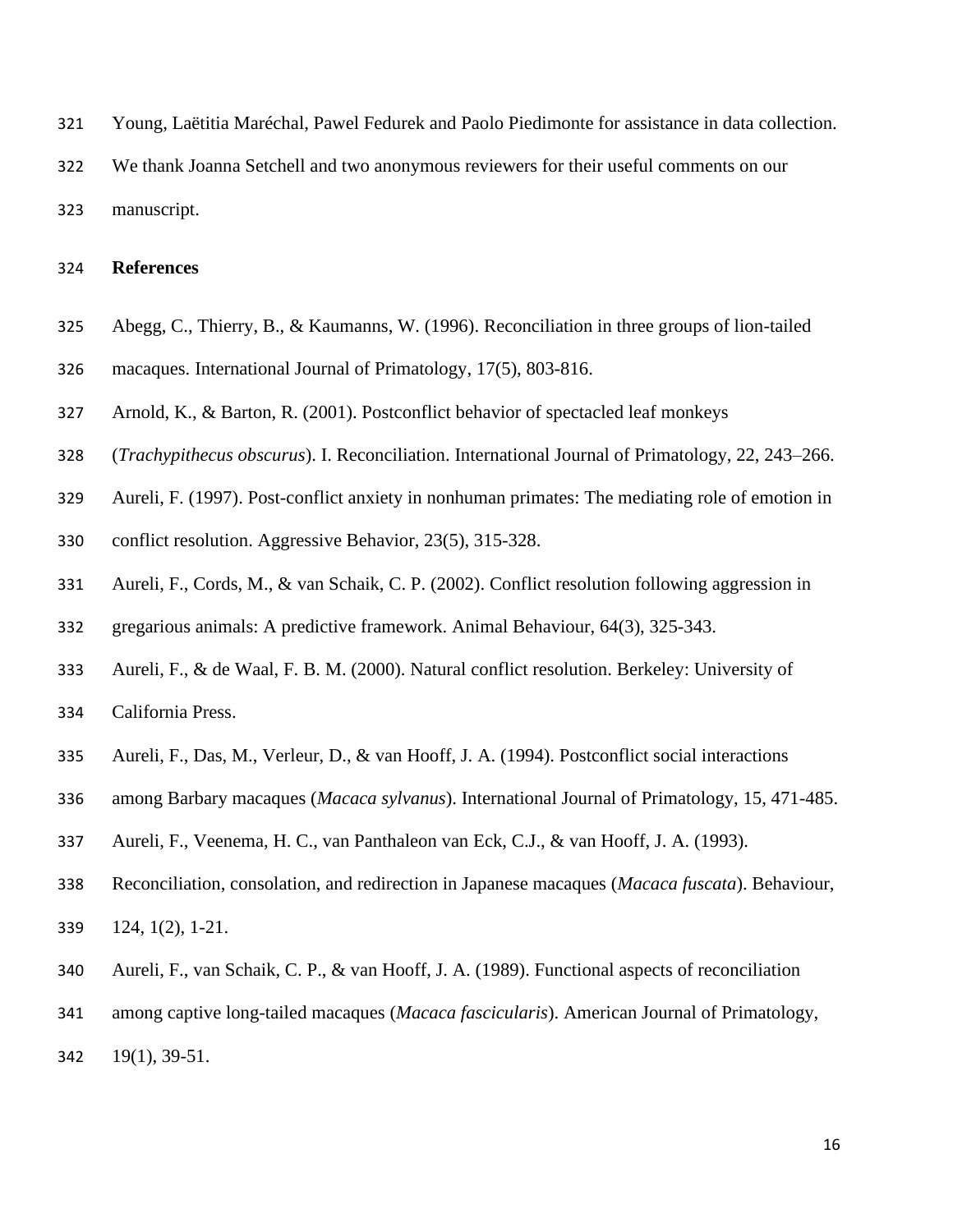Young, Laëtitia Maréchal, Pawel Fedurek and Paolo Piedimonte for assistance in data collection. We thank Joanna Setchell and two anonymous reviewers for their useful comments on our manuscript.

## References

Abegg, C., Thierry, B., & Kaumanns, W. (1996). Reconciliation in three groups of lion-tailed macaques. International Journal of Primatology, 17(5), 803-816.

Arnold, K., & Barton, R. (2001). Postconflict behavior of spectacled leaf monkeys (*Trachypithecus obscurus*). I. Reconciliation. International Journal of Primatology, 22, 243–266.

Aureli, F. (1997). Post-conflict anxiety in nonhuman primates: The mediating role of emotion in conflict resolution. Aggressive Behavior, 23(5), 315-328.

Aureli, F., Cords, M., & van Schaik, C. P. (2002). Conflict resolution following aggression in gregarious animals: A predictive framework. Animal Behaviour, 64(3), 325-343.

Aureli, F., & de Waal, F. B. M. (2000). Natural conflict resolution. Berkeley: University of California Press.

Aureli, F., Das, M., Verleur, D., & van Hooff, J. A. (1994). Postconflict social interactions among Barbary macaques (*Macaca sylvanus*). International Journal of Primatology, 15, 471-485.

Aureli, F., Veenema, H. C., van Panthaleon van Eck, C.J., & van Hooff, J. A. (1993). Reconciliation, consolation, and redirection in Japanese macaques (*Macaca fuscata*). Behaviour, 124, 1(2), 1-21.

Aureli, F., van Schaik, C. P., & van Hooff, J. A. (1989). Functional aspects of reconciliation among captive long-tailed macaques (*Macaca fascicularis*). American Journal of Primatology, 19(1), 39-51.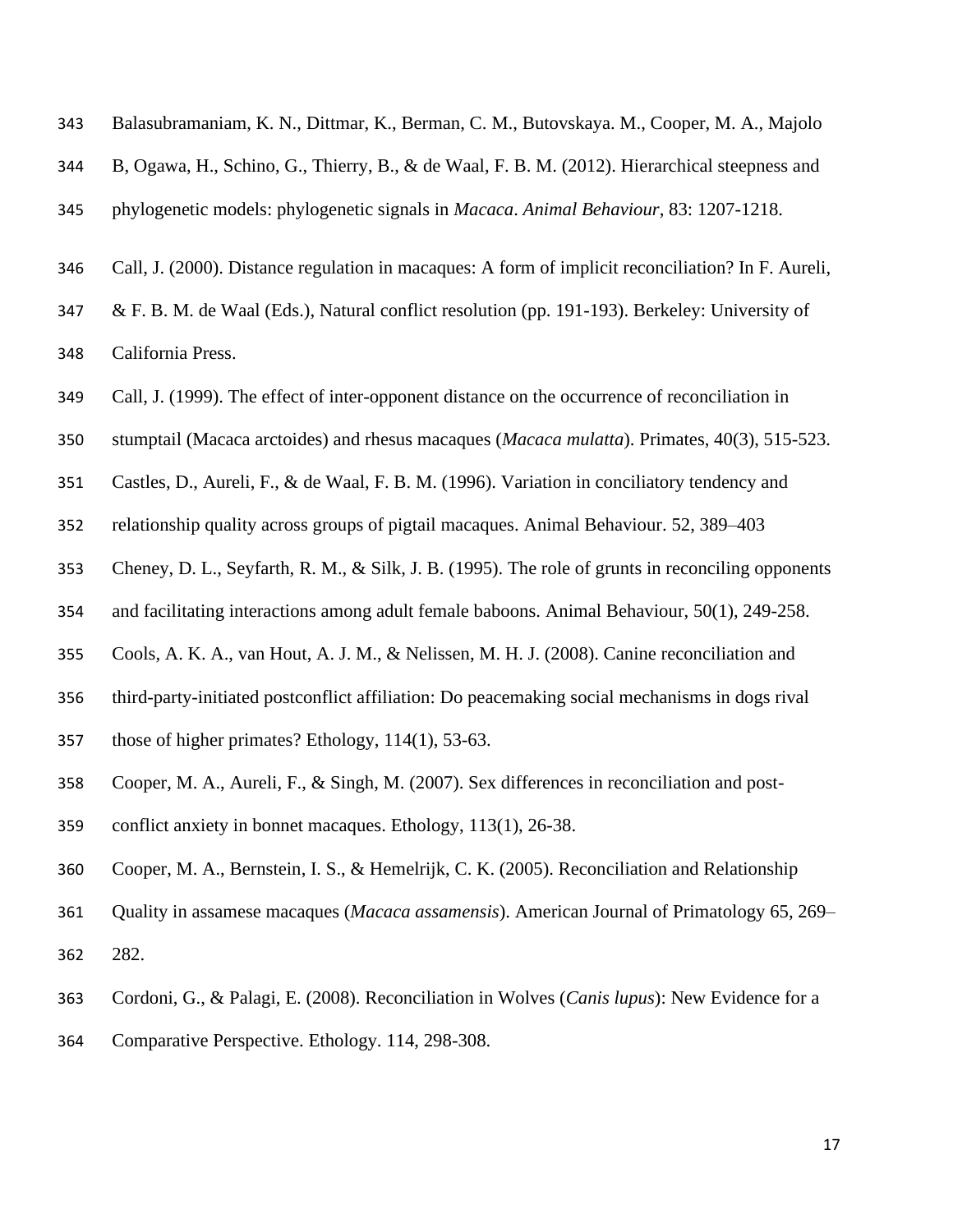Balasubramaniam, K. N., Dittmar, K., Berman, C. M., Butovskaya. M., Cooper, M. A., Majolo B, Ogawa, H., Schino, G., Thierry, B., & de Waal, F. B. M. (2012). Hierarchical steepness and phylogenetic models: phylogenetic signals in *Macaca*. *Animal Behaviour*, 83: 1207-1218.

Call, J. (2000). Distance regulation in macaques: A form of implicit reconciliation? In F. Aureli, & F. B. M. de Waal (Eds.), Natural conflict resolution (pp. 191-193). Berkeley: University of California Press.

Call, J. (1999). The effect of inter-opponent distance on the occurrence of reconciliation in stumptail (Macaca arctoides) and rhesus macaques (*Macaca mulatta*). Primates, 40(3), 515-523.

Castles, D., Aureli, F., & de Waal, F. B. M. (1996). Variation in conciliatory tendency and relationship quality across groups of pigtail macaques. Animal Behaviour. 52, 389–403

Cheney, D. L., Seyfarth, R. M., & Silk, J. B. (1995). The role of grunts in reconciling opponents and facilitating interactions among adult female baboons. Animal Behaviour, 50(1), 249-258.

Cools, A. K. A., van Hout, A. J. M., & Nelissen, M. H. J. (2008). Canine reconciliation and third-party-initiated postconflict affiliation: Do peacemaking social mechanisms in dogs rival those of higher primates? Ethology, 114(1), 53-63.

Cooper, M. A., Aureli, F., & Singh, M. (2007). Sex differences in reconciliation and post-conflict anxiety in bonnet macaques. Ethology, 113(1), 26-38.

Cooper, M. A., Bernstein, I. S., & Hemelrijk, C. K. (2005). Reconciliation and Relationship Quality in assamese macaques (*Macaca assamensis*). American Journal of Primatology 65, 269–282.

Cordoni, G., & Palagi, E. (2008). Reconciliation in Wolves (*Canis lupus*): New Evidence for a Comparative Perspective. Ethology. 114, 298-308.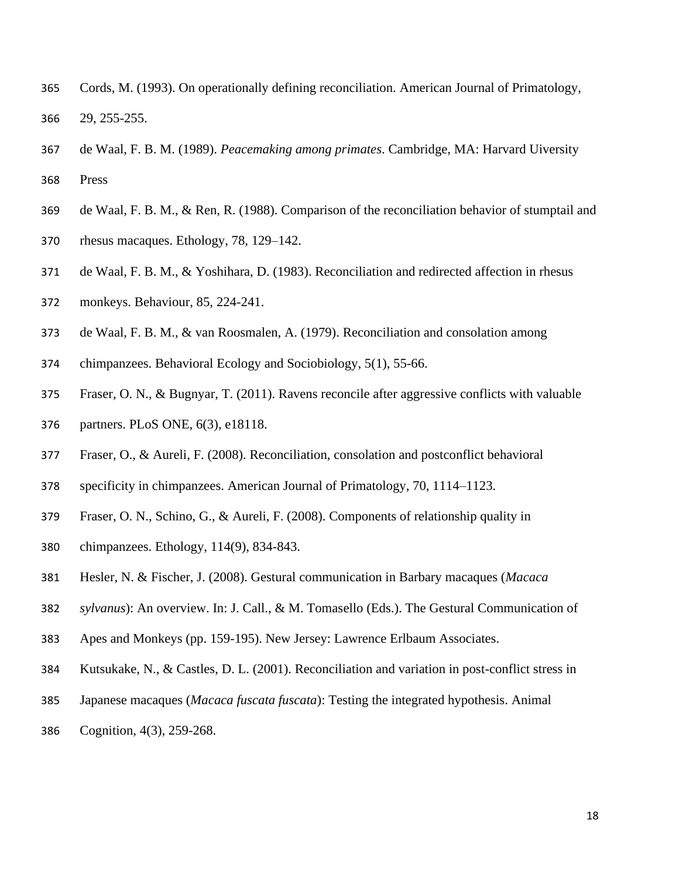Cords, M. (1993). On operationally defining reconciliation. American Journal of Primatology, 29, 255-255.

de Waal, F. B. M. (1989). *Peacemaking among primates*. Cambridge, MA: Harvard Uiversity Press

de Waal, F. B. M., & Ren, R. (1988). Comparison of the reconciliation behavior of stumptail and rhesus macaques. Ethology, 78, 129–142.

de Waal, F. B. M., & Yoshihara, D. (1983). Reconciliation and redirected affection in rhesus monkeys. Behaviour, 85, 224-241.

de Waal, F. B. M., & van Roosmalen, A. (1979). Reconciliation and consolation among chimpanzees. Behavioral Ecology and Sociobiology, 5(1), 55-66.

Fraser, O. N., & Bugnyar, T. (2011). Ravens reconcile after aggressive conflicts with valuable partners. PLoS ONE, 6(3), e18118.

Fraser, O., & Aureli, F. (2008). Reconciliation, consolation and postconflict behavioral specificity in chimpanzees. American Journal of Primatology, 70, 1114–1123.

Fraser, O. N., Schino, G., & Aureli, F. (2008). Components of relationship quality in chimpanzees. Ethology, 114(9), 834-843.

Hesler, N. & Fischer, J. (2008). Gestural communication in Barbary macaques (*Macaca sylvanus*): An overview. In: J. Call., & M. Tomasello (Eds.). The Gestural Communication of Apes and Monkeys (pp. 159-195). New Jersey: Lawrence Erlbaum Associates.

Kutsukake, N., & Castles, D. L. (2001). Reconciliation and variation in post-conflict stress in Japanese macaques (*Macaca fuscata fuscata*): Testing the integrated hypothesis. Animal Cognition, 4(3), 259-268.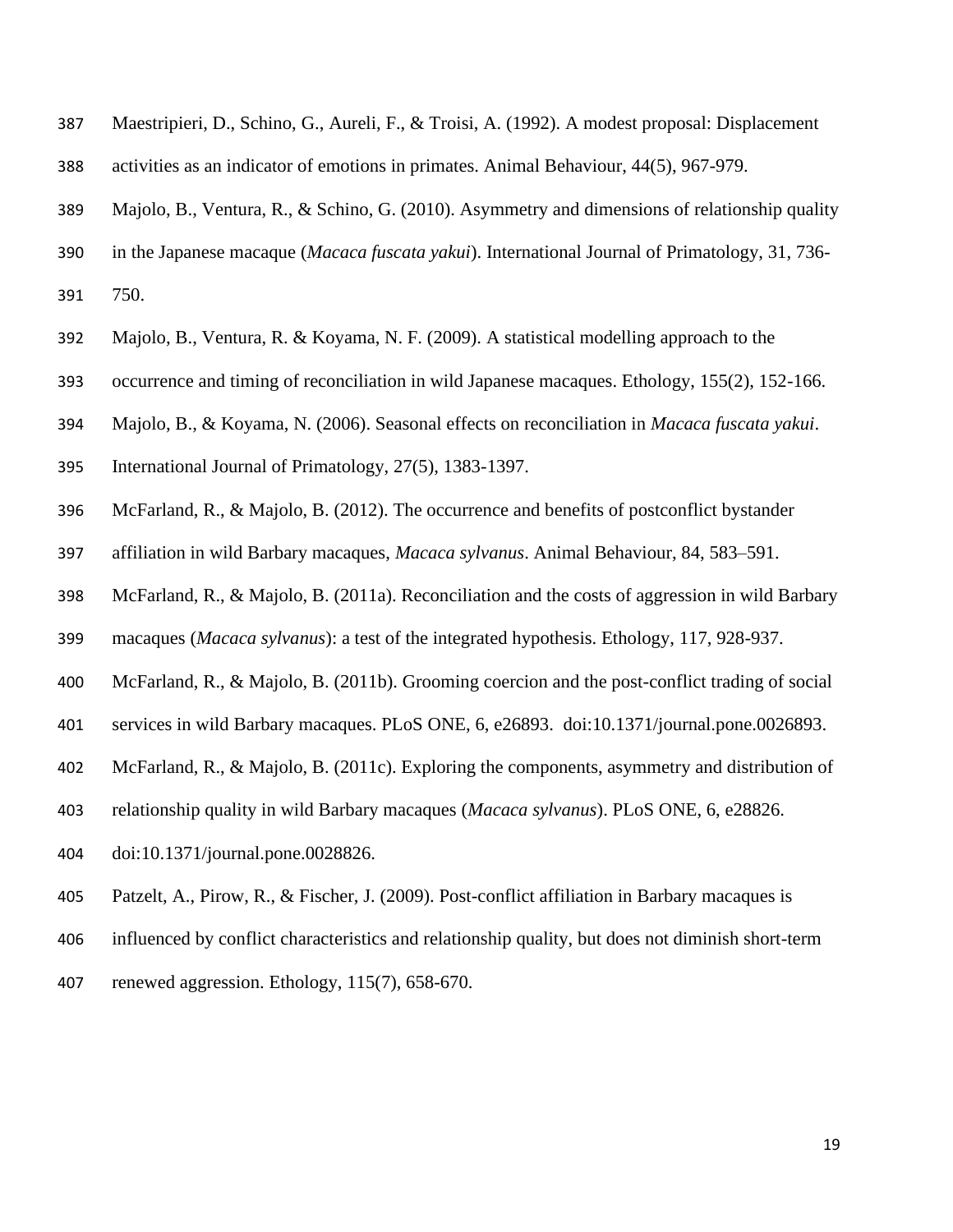Maestripieri, D., Schino, G., Aureli, F., & Troisi, A. (1992). A modest proposal: Displacement activities as an indicator of emotions in primates. Animal Behaviour, 44(5), 967-979.

Majolo, B., Ventura, R., & Schino, G. (2010). Asymmetry and dimensions of relationship quality in the Japanese macaque (*Macaca fuscata yakui*). International Journal of Primatology, 31, 736-750.

Majolo, B., Ventura, R. & Koyama, N. F. (2009). A statistical modelling approach to the occurrence and timing of reconciliation in wild Japanese macaques. Ethology, 155(2), 152-166.

Majolo, B., & Koyama, N. (2006). Seasonal effects on reconciliation in *Macaca fuscata yakui*. International Journal of Primatology, 27(5), 1383-1397.

McFarland, R., & Majolo, B. (2012). The occurrence and benefits of postconflict bystander affiliation in wild Barbary macaques, *Macaca sylvanus*. Animal Behaviour, 84, 583–591.

McFarland, R., & Majolo, B. (2011a). Reconciliation and the costs of aggression in wild Barbary macaques (*Macaca sylvanus*): a test of the integrated hypothesis. Ethology, 117, 928-937.

McFarland, R., & Majolo, B. (2011b). Grooming coercion and the post-conflict trading of social services in wild Barbary macaques. PLoS ONE, 6, e26893. doi:10.1371/journal.pone.0026893.

McFarland, R., & Majolo, B. (2011c). Exploring the components, asymmetry and distribution of relationship quality in wild Barbary macaques (*Macaca sylvanus*). PLoS ONE, 6, e28826. doi:10.1371/journal.pone.0028826.

Patzelt, A., Pirow, R., & Fischer, J. (2009). Post-conflict affiliation in Barbary macaques is influenced by conflict characteristics and relationship quality, but does not diminish short-term renewed aggression. Ethology, 115(7), 658-670.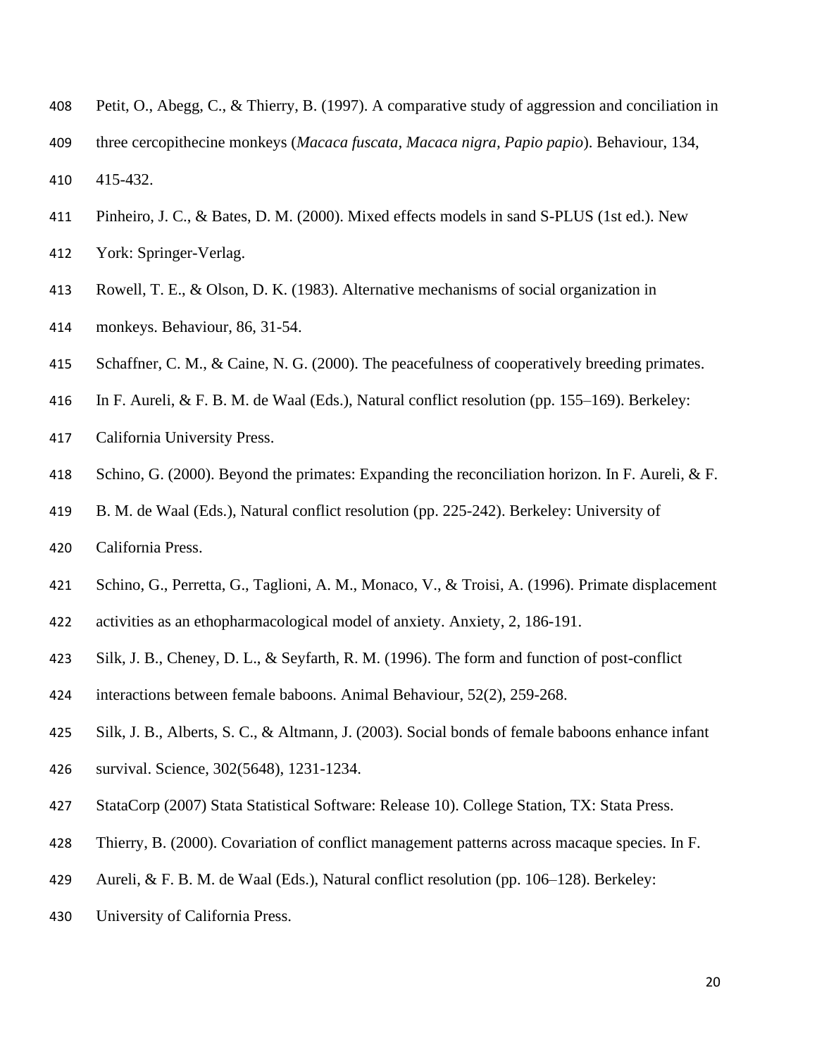Petit, O., Abegg, C., & Thierry, B. (1997). A comparative study of aggression and conciliation in three cercopithecine monkeys (*Macaca fuscata, Macaca nigra, Papio papio*). Behaviour, 134, 415-432.

Pinheiro, J. C., & Bates, D. M. (2000). Mixed effects models in sand S-PLUS (1st ed.). New York: Springer-Verlag.

Rowell, T. E., & Olson, D. K. (1983). Alternative mechanisms of social organization in monkeys. Behaviour, 86, 31-54.

Schaffner, C. M., & Caine, N. G. (2000). The peacefulness of cooperatively breeding primates. In F. Aureli, & F. B. M. de Waal (Eds.), Natural conflict resolution (pp. 155–169). Berkeley: California University Press.

Schino, G. (2000). Beyond the primates: Expanding the reconciliation horizon. In F. Aureli, & F. B. M. de Waal (Eds.), Natural conflict resolution (pp. 225-242). Berkeley: University of California Press.

Schino, G., Perretta, G., Taglioni, A. M., Monaco, V., & Troisi, A. (1996). Primate displacement activities as an ethopharmacological model of anxiety. Anxiety, 2, 186-191.

Silk, J. B., Cheney, D. L., & Seyfarth, R. M. (1996). The form and function of post-conflict interactions between female baboons. Animal Behaviour, 52(2), 259-268.

Silk, J. B., Alberts, S. C., & Altmann, J. (2003). Social bonds of female baboons enhance infant survival. Science, 302(5648), 1231-1234.

StataCorp (2007) Stata Statistical Software: Release 10). College Station, TX: Stata Press.

Thierry, B. (2000). Covariation of conflict management patterns across macaque species. In F. Aureli, & F. B. M. de Waal (Eds.), Natural conflict resolution (pp. 106–128). Berkeley: University of California Press.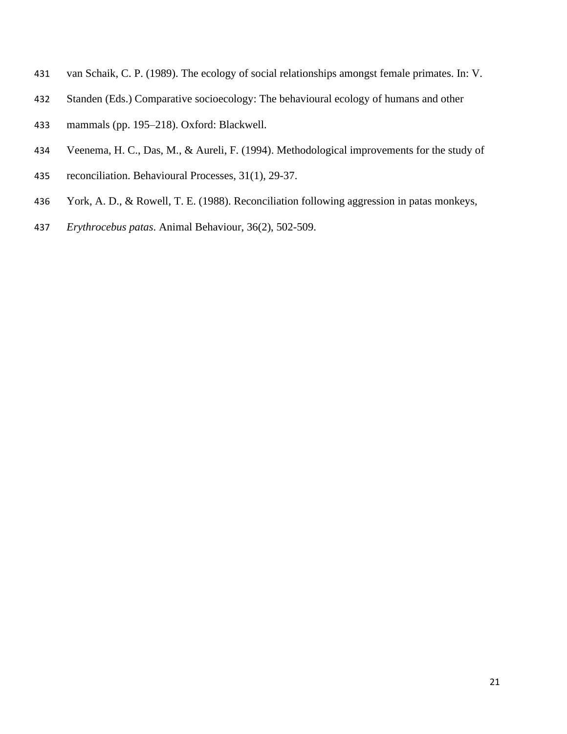van Schaik, C. P. (1989). The ecology of social relationships amongst female primates. In: V. Standen (Eds.) Comparative socioecology: The behavioural ecology of humans and other mammals (pp. 195–218). Oxford: Blackwell.

Veenema, H. C., Das, M., & Aureli, F. (1994). Methodological improvements for the study of reconciliation. Behavioural Processes, 31(1), 29-37.

York, A. D., & Rowell, T. E. (1988). Reconciliation following aggression in patas monkeys, *Erythrocebus patas*. Animal Behaviour, 36(2), 502-509.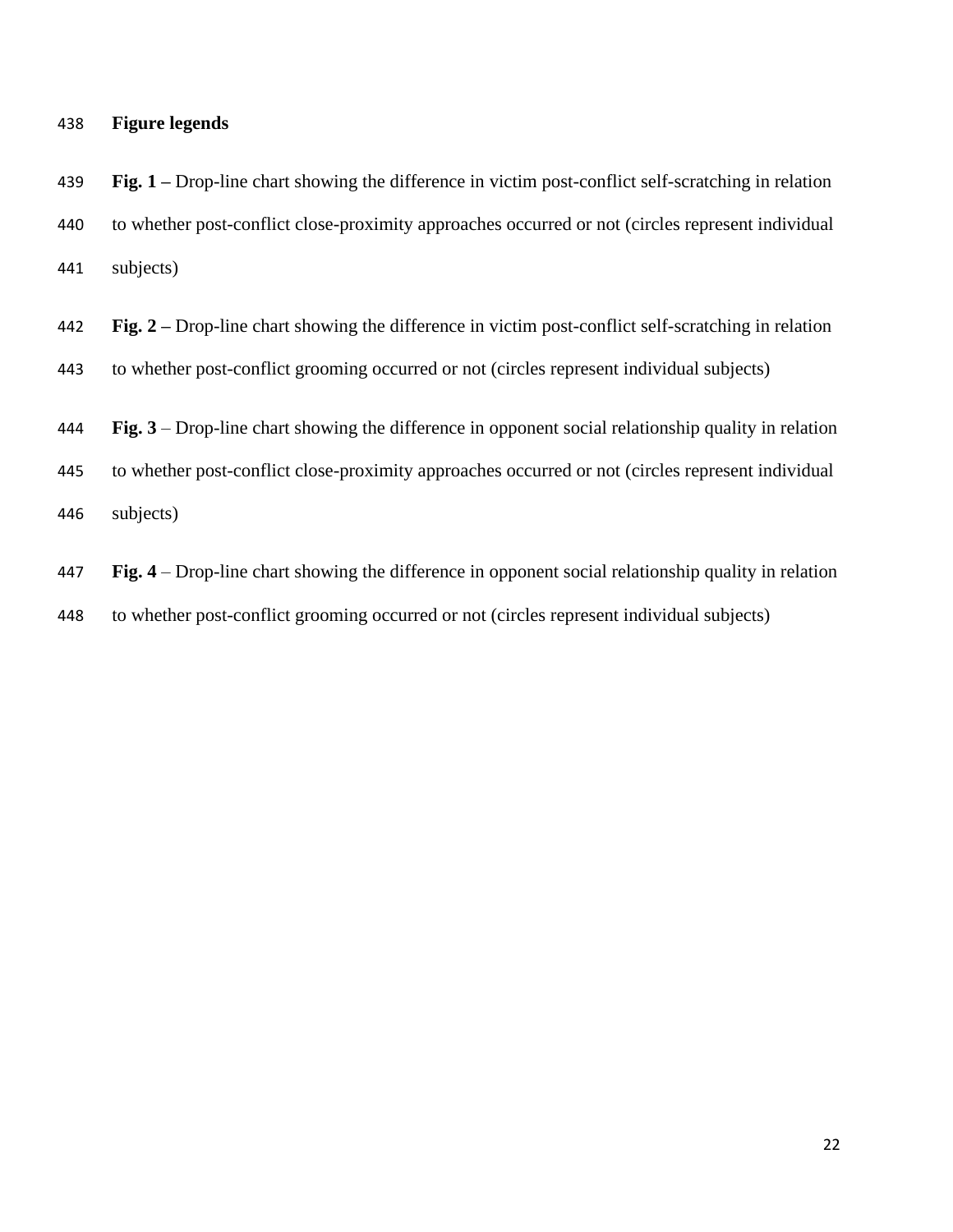## Figure legends

**Fig. 1 –** Drop-line chart showing the difference in victim post-conflict self-scratching in relation to whether post-conflict close-proximity approaches occurred or not (circles represent individual subjects)

**Fig. 2 –** Drop-line chart showing the difference in victim post-conflict self-scratching in relation to whether post-conflict grooming occurred or not (circles represent individual subjects)

**Fig. 3** – Drop-line chart showing the difference in opponent social relationship quality in relation to whether post-conflict close-proximity approaches occurred or not (circles represent individual subjects)

**Fig. 4** – Drop-line chart showing the difference in opponent social relationship quality in relation to whether post-conflict grooming occurred or not (circles represent individual subjects)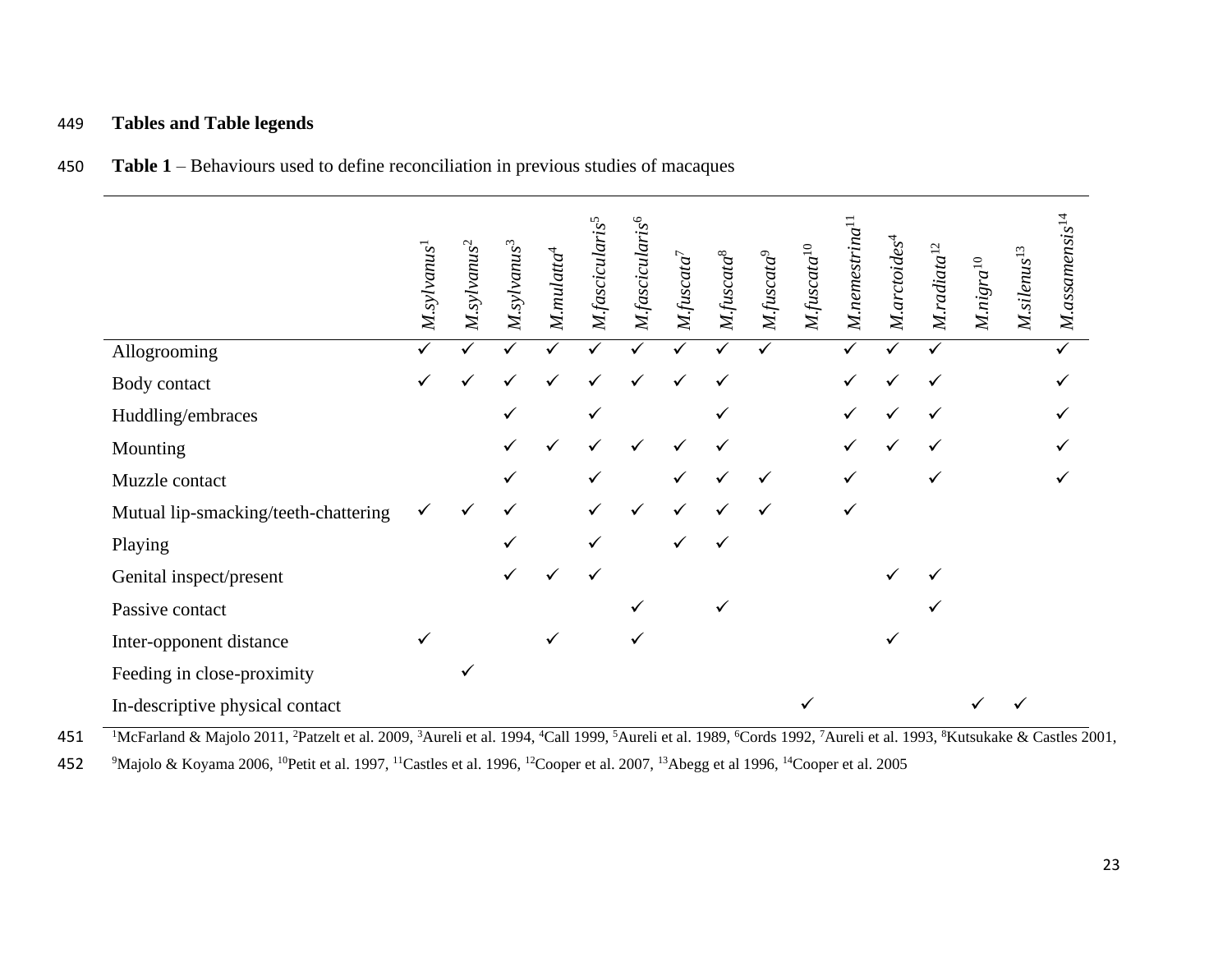## Tables and Table legends

**Table 1** – Behaviours used to define reconciliation in previous studies of macaques

| | *M.sylvanus*[1] | *M.sylvanus*[2] | *M.sylvanus*[3] | *M.mulatta*[4] | *M.fascicularis*[5] | *M.fascicularis*[6] | *M.fuscata*[7] | *M.fuscata*[8] | *M.fuscata*[9] | *M.fuscata*[10] | *M.nemestrina*[11] | *M.arctoides*[4] | *M.radiata*[12] | *M.nigra*[10] | *M.silenus*[13] | *M.assamensis*[14] |
|---|---|---|---|---|---|---|---|---|---|---|---|---|---|---|---|---|
| Allogrooming | ✓ | ✓ | ✓ | ✓ | ✓ | ✓ | ✓ | ✓ | ✓ | | ✓ | ✓ | ✓ | | | ✓ |
| Body contact | ✓ | ✓ | ✓ | ✓ | ✓ | ✓ | ✓ | ✓ | | | ✓ | ✓ | ✓ | | | ✓ |
| Huddling/embraces | | | ✓ | | ✓ | | | ✓ | | | ✓ | ✓ | ✓ | | | ✓ |
| Mounting | | | ✓ | ✓ | ✓ | ✓ | ✓ | ✓ | | | ✓ | ✓ | ✓ | | | ✓ |
| Muzzle contact | | | ✓ | | ✓ | | ✓ | ✓ | ✓ | | ✓ | | ✓ | | | ✓ |
| Mutual lip-smacking/teeth-chattering | ✓ | ✓ | ✓ | | ✓ | ✓ | ✓ | ✓ | ✓ | | ✓ | | | | | |
| Playing | | | ✓ | | ✓ | | ✓ | ✓ | | | | | | | | |
| Genital inspect/present | | | ✓ | ✓ | ✓ | | | | | | | ✓ | ✓ | | | |
| Passive contact | | | | | | ✓ | | ✓ | | | | | ✓ | | | |
| Inter-opponent distance | ✓ | | | ✓ | | ✓ | | | | | | ✓ | | | | |
| Feeding in close-proximity | | ✓ | | | | | | | | | | | | | | |
| In-descriptive physical contact | | | | | | | | | | ✓ | | | | ✓ | ✓ | |

[1]McFarland & Majolo 2011, [2]Patzelt et al. 2009, [3]Aureli et al. 1994, [4]Call 1999, [5]Aureli et al. 1989, [6]Cords 1992, [7]Aureli et al. 1993, [8]Kutsukake & Castles 2001, [9]Majolo & Koyama 2006, [10]Petit et al. 1997, [11]Castles et al. 1996, [12]Cooper et al. 2007, [13]Abegg et al 1996, [14]Cooper et al. 2005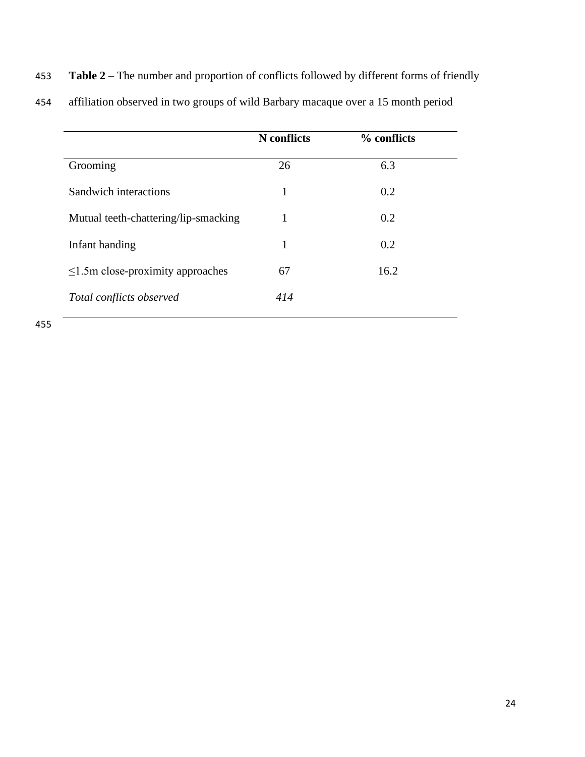**Table 2** – The number and proportion of conflicts followed by different forms of friendly affiliation observed in two groups of wild Barbary macaque over a 15 month period

| | N conflicts | % conflicts |
|---|---|---|
| Grooming | 26 | 6.3 |
| Sandwich interactions | 1 | 0.2 |
| Mutual teeth-chattering/lip-smacking | 1 | 0.2 |
| Infant handing | 1 | 0.2 |
| ≤1.5m close-proximity approaches | 67 | 16.2 |
| *Total conflicts observed* | *414* | |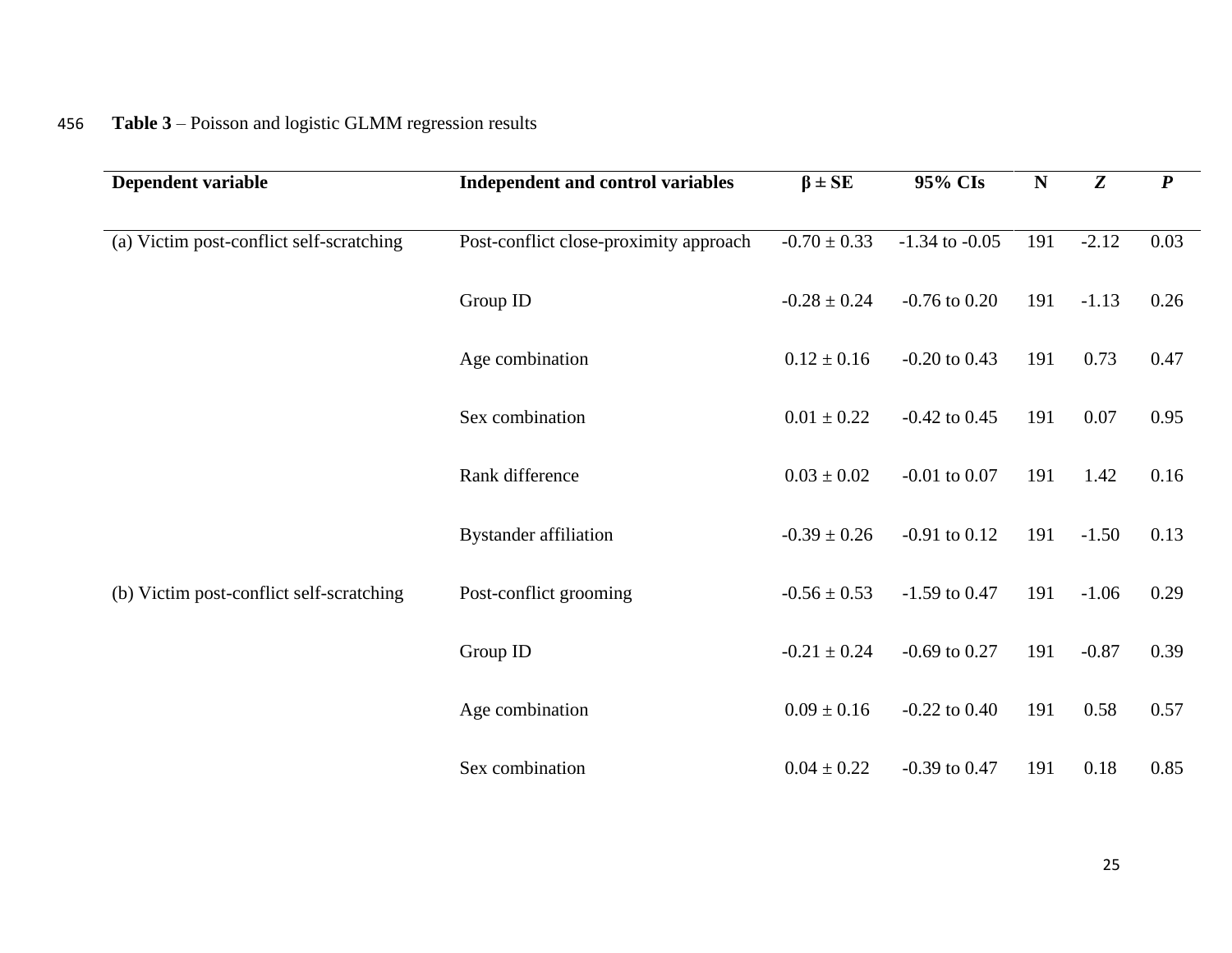**Table 3** – Poisson and logistic GLMM regression results

| Dependent variable | Independent and control variables | β ± SE | 95% CIs | N | *Z* | *P* |
|---|---|---|---|---|---|---|
| (a) Victim post-conflict self-scratching | Post-conflict close-proximity approach | -0.70 ± 0.33 | -1.34 to -0.05 | 191 | -2.12 | 0.03 |
| | Group ID | -0.28 ± 0.24 | -0.76 to 0.20 | 191 | -1.13 | 0.26 |
| | Age combination | 0.12 ± 0.16 | -0.20 to 0.43 | 191 | 0.73 | 0.47 |
| | Sex combination | 0.01 ± 0.22 | -0.42 to 0.45 | 191 | 0.07 | 0.95 |
| | Rank difference | 0.03 ± 0.02 | -0.01 to 0.07 | 191 | 1.42 | 0.16 |
| | Bystander affiliation | -0.39 ± 0.26 | -0.91 to 0.12 | 191 | -1.50 | 0.13 |
| (b) Victim post-conflict self-scratching | Post-conflict grooming | -0.56 ± 0.53 | -1.59 to 0.47 | 191 | -1.06 | 0.29 |
| | Group ID | -0.21 ± 0.24 | -0.69 to 0.27 | 191 | -0.87 | 0.39 |
| | Age combination | 0.09 ± 0.16 | -0.22 to 0.40 | 191 | 0.58 | 0.57 |
| | Sex combination | 0.04 ± 0.22 | -0.39 to 0.47 | 191 | 0.18 | 0.85 |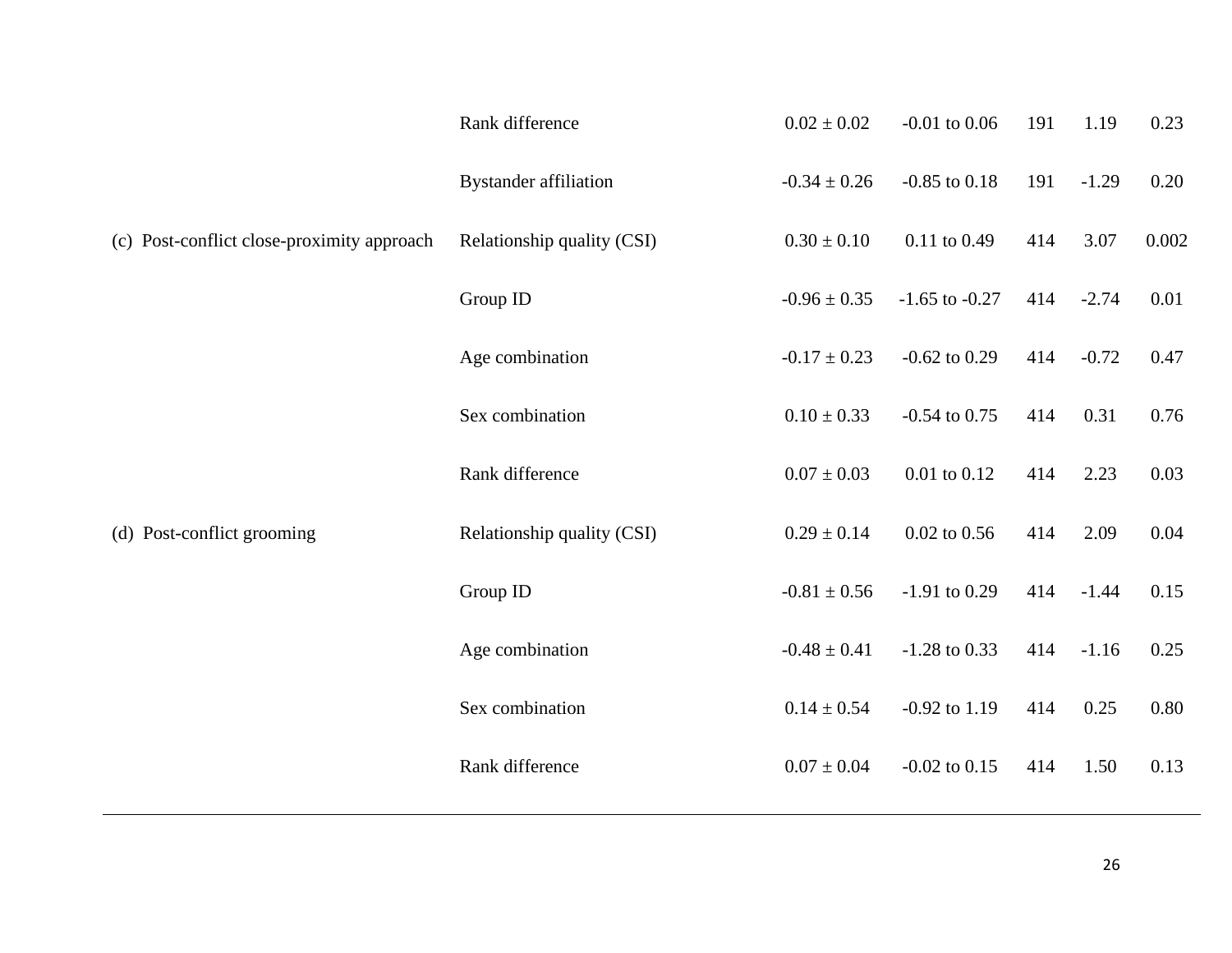| | | | | | | |
|---|---|---|---|---|---|---|
| | Rank difference | 0.02 ± 0.02 | -0.01 to 0.06 | 191 | 1.19 | 0.23 |
| | Bystander affiliation | -0.34 ± 0.26 | -0.85 to 0.18 | 191 | -1.29 | 0.20 |
| (c) Post-conflict close-proximity approach | Relationship quality (CSI) | 0.30 ± 0.10 | 0.11 to 0.49 | 414 | 3.07 | 0.002 |
| | Group ID | -0.96 ± 0.35 | -1.65 to -0.27 | 414 | -2.74 | 0.01 |
| | Age combination | -0.17 ± 0.23 | -0.62 to 0.29 | 414 | -0.72 | 0.47 |
| | Sex combination | 0.10 ± 0.33 | -0.54 to 0.75 | 414 | 0.31 | 0.76 |
| | Rank difference | 0.07 ± 0.03 | 0.01 to 0.12 | 414 | 2.23 | 0.03 |
| (d) Post-conflict grooming | Relationship quality (CSI) | 0.29 ± 0.14 | 0.02 to 0.56 | 414 | 2.09 | 0.04 |
| | Group ID | -0.81 ± 0.56 | -1.91 to 0.29 | 414 | -1.44 | 0.15 |
| | Age combination | -0.48 ± 0.41 | -1.28 to 0.33 | 414 | -1.16 | 0.25 |
| | Sex combination | 0.14 ± 0.54 | -0.92 to 1.19 | 414 | 0.25 | 0.80 |
| | Rank difference | 0.07 ± 0.04 | -0.02 to 0.15 | 414 | 1.50 | 0.13 |